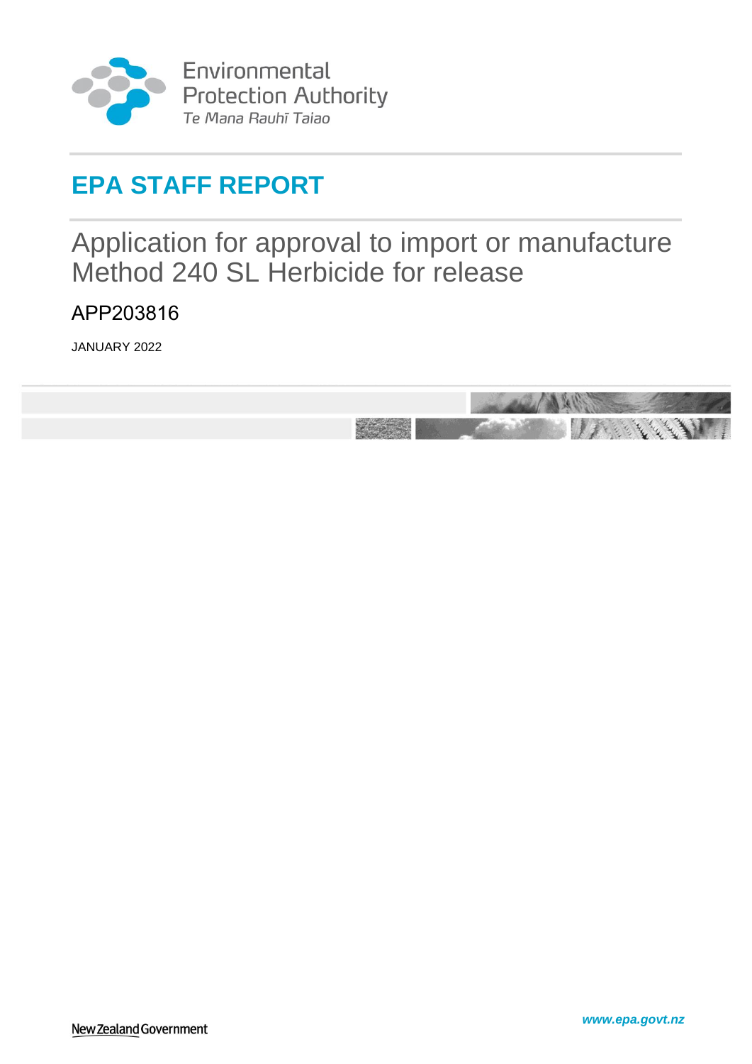Environmental Protection Authority
*Te Mana Rauhī Taiao*

# EPA STAFF REPORT

## Application for approval to import or manufacture Method 240 SL Herbicide for release

### APP203816

JANUARY 2022

New Zealand Government

*www.epa.govt.nz*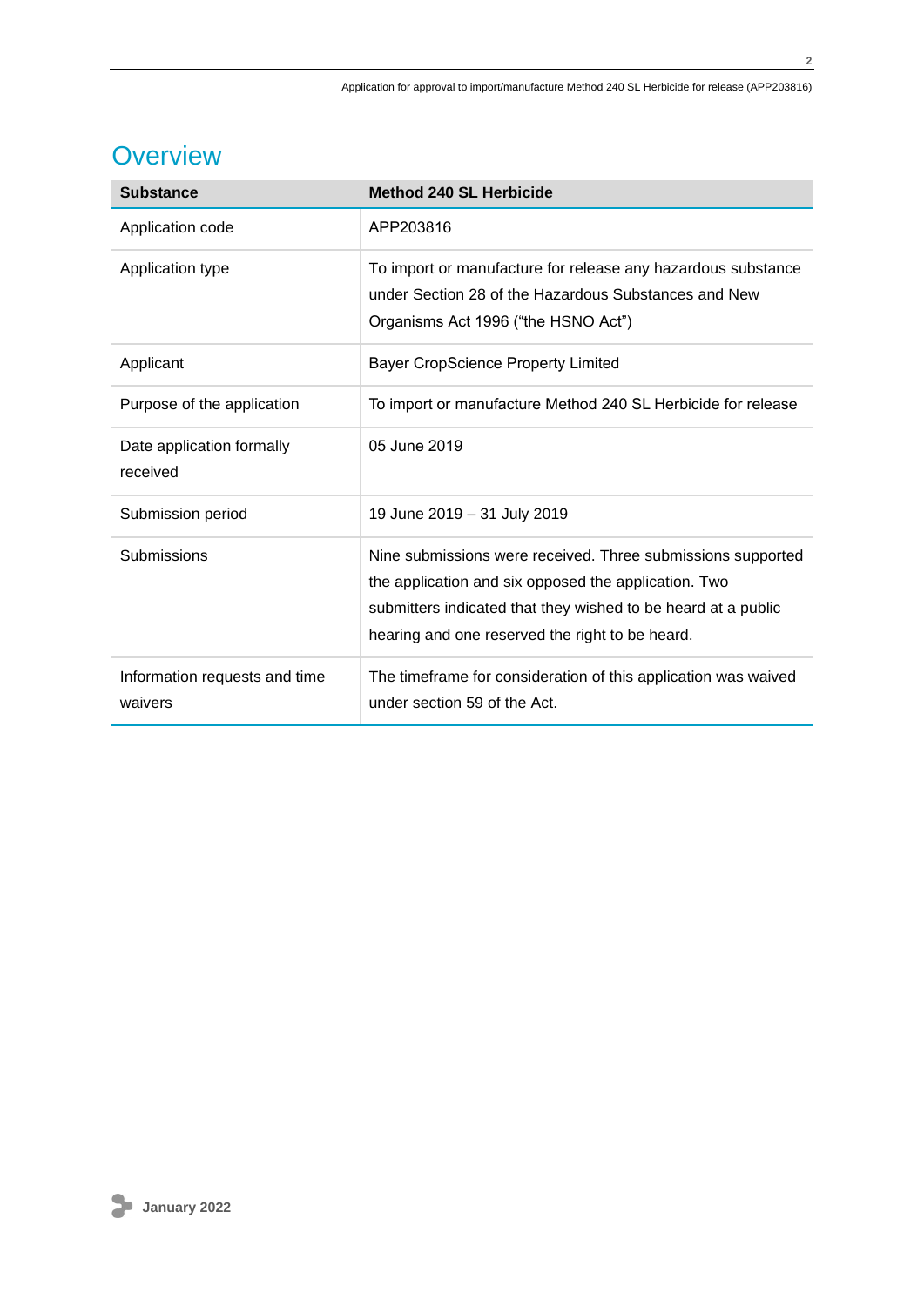# Overview

| Substance | Method 240 SL Herbicide |
|---|---|
| Application code | APP203816 |
| Application type | To import or manufacture for release any hazardous substance under Section 28 of the Hazardous Substances and New Organisms Act 1996 ("the HSNO Act") |
| Applicant | Bayer CropScience Property Limited |
| Purpose of the application | To import or manufacture Method 240 SL Herbicide for release |
| Date application formally received | 05 June 2019 |
| Submission period | 19 June 2019 – 31 July 2019 |
| Submissions | Nine submissions were received. Three submissions supported the application and six opposed the application. Two submitters indicated that they wished to be heard at a public hearing and one reserved the right to be heard. |
| Information requests and time waivers | The timeframe for consideration of this application was waived under section 59 of the Act. |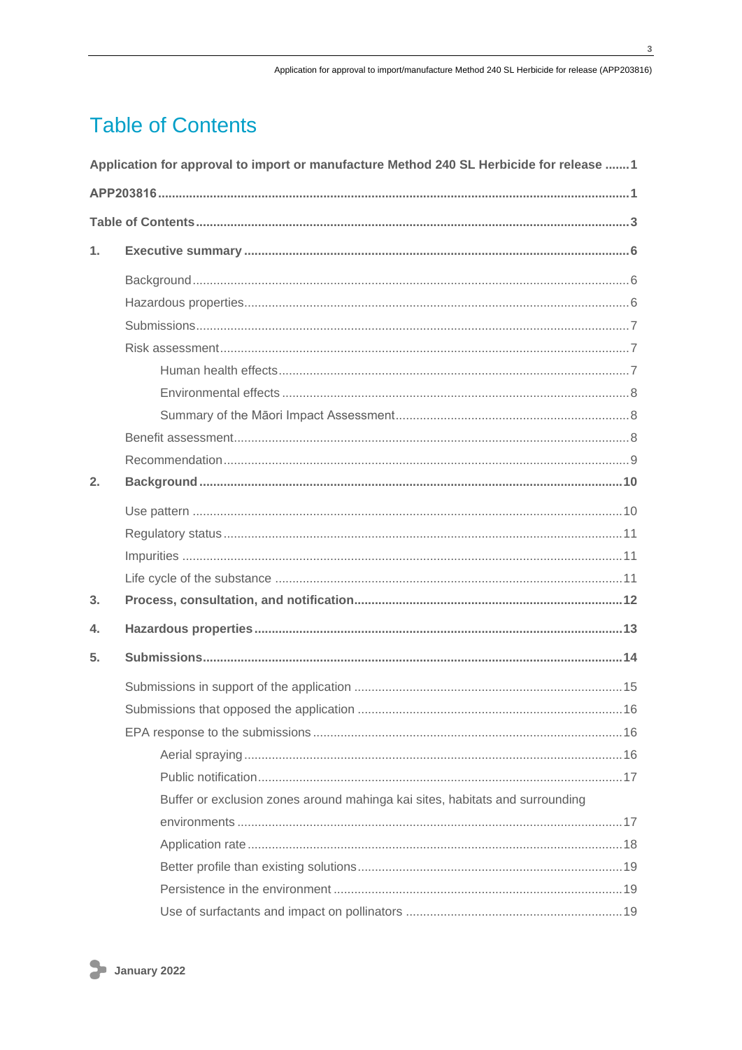# Table of Contents

**Application for approval to import or manufacture Method 240 SL Herbicide for release .......1**

**APP203816.......................................................................................................................1**

**Table of Contents...........................................................................................................3**

**1. Executive summary .....................................................................................................6**

- Background........................................................................................................6
- Hazardous properties.........................................................................................6
- Submissions.......................................................................................................7
- Risk assessment................................................................................................7
  - Human health effects.................................................................................7
  - Environmental effects ................................................................................8
  - Summary of the Māori Impact Assessment................................................8
- Benefit assessment............................................................................................8
- Recommendation...............................................................................................9

**2. Background..................................................................................................................10**

- Use pattern ........................................................................................................10
- Regulatory status...............................................................................................11
- Impurities ...........................................................................................................11
- Life cycle of the substance ................................................................................11

**3. Process, consultation, and notification....................................................................12**

**4. Hazardous properties..................................................................................................13**

**5. Submissions.................................................................................................................14**

- Submissions in support of the application .........................................................15
- Submissions that opposed the application .........................................................16
- EPA response to the submissions......................................................................16
  - Aerial spraying............................................................................................16
  - Public notification.......................................................................................17
  - Buffer or exclusion zones around mahinga kai sites, habitats and surrounding environments ...............................................................................................17
  - Application rate...........................................................................................18
  - Better profile than existing solutions..........................................................19
  - Persistence in the environment .................................................................19
  - Use of surfactants and impact on pollinators .............................................19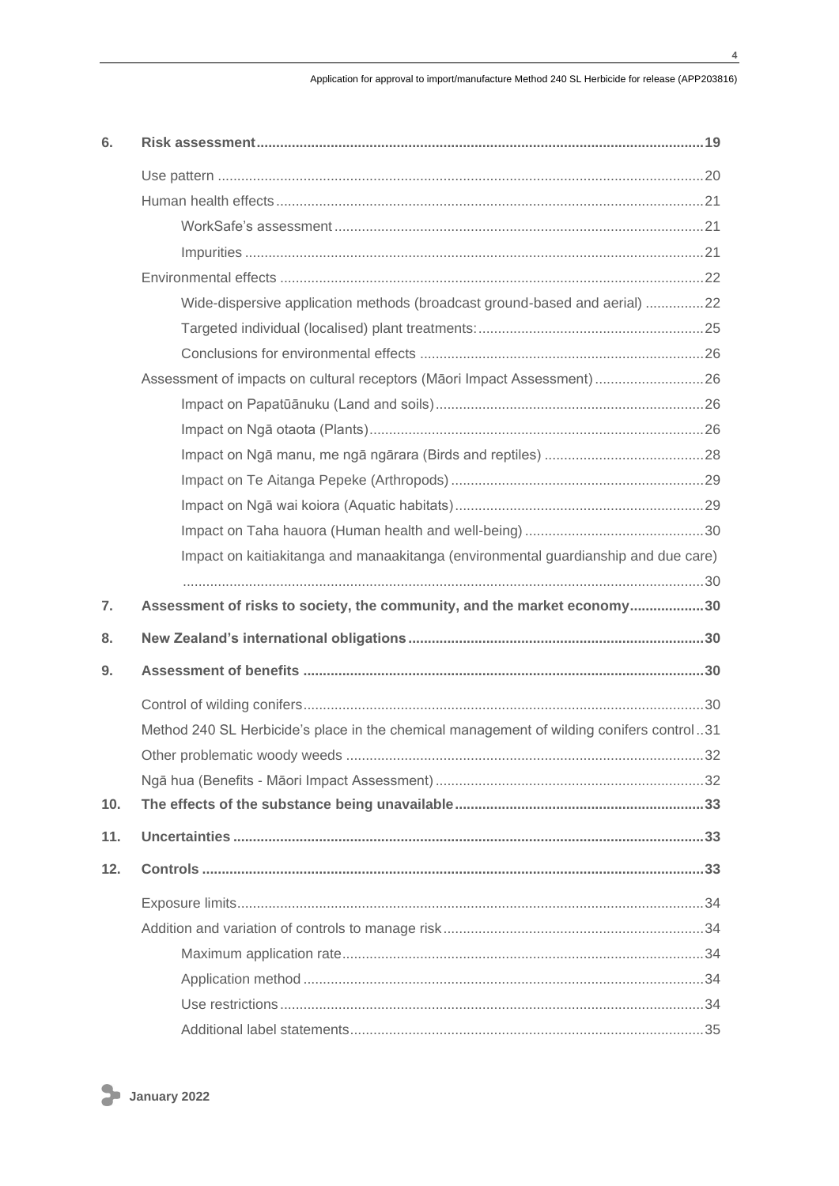| | | |
|---|---|---|
| **6.** | **Risk assessment** | **19** |
| | Use pattern | 20 |
| | Human health effects | 21 |
| | WorkSafe's assessment | 21 |
| | Impurities | 21 |
| | Environmental effects | 22 |
| | Wide-dispersive application methods (broadcast ground-based and aerial) | 22 |
| | Targeted individual (localised) plant treatments: | 25 |
| | Conclusions for environmental effects | 26 |
| | Assessment of impacts on cultural receptors (Māori Impact Assessment) | 26 |
| | Impact on Papatūānuku (Land and soils) | 26 |
| | Impact on Ngā otaota (Plants) | 26 |
| | Impact on Ngā manu, me ngā ngārara (Birds and reptiles) | 28 |
| | Impact on Te Aitanga Pepeke (Arthropods) | 29 |
| | Impact on Ngā wai koiora (Aquatic habitats) | 29 |
| | Impact on Taha hauora (Human health and well-being) | 30 |
| | Impact on kaitiakitanga and manaakitanga (environmental guardianship and due care) | 30 |
| **7.** | **Assessment of risks to society, the community, and the market economy** | **30** |
| **8.** | **New Zealand's international obligations** | **30** |
| **9.** | **Assessment of benefits** | **30** |
| | Control of wilding conifers | 30 |
| | Method 240 SL Herbicide's place in the chemical management of wilding conifers control | 31 |
| | Other problematic woody weeds | 32 |
| | Ngā hua (Benefits - Māori Impact Assessment) | 32 |
| **10.** | **The effects of the substance being unavailable** | **33** |
| **11.** | **Uncertainties** | **33** |
| **12.** | **Controls** | **33** |
| | Exposure limits | 34 |
| | Addition and variation of controls to manage risk | 34 |
| | Maximum application rate | 34 |
| | Application method | 34 |
| | Use restrictions | 34 |
| | Additional label statements | 35 |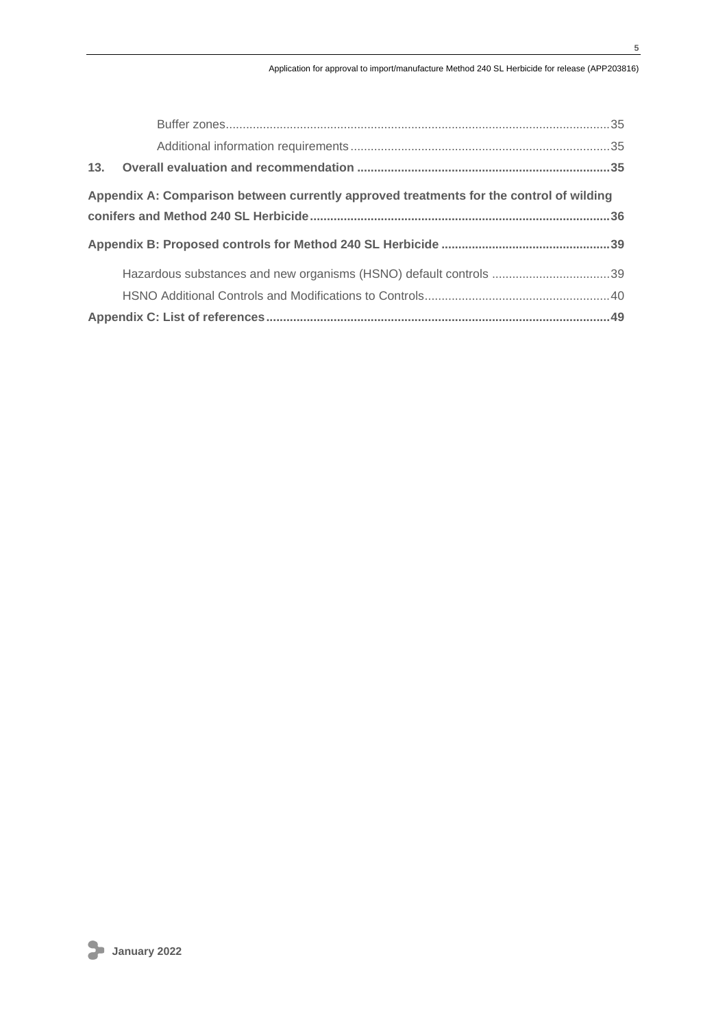Buffer zones.....35

Additional information requirements.....35

**13. Overall evaluation and recommendation .....35**

**Appendix A: Comparison between currently approved treatments for the control of wilding conifers and Method 240 SL Herbicide.....36**

**Appendix B: Proposed controls for Method 240 SL Herbicide .....39**

Hazardous substances and new organisms (HSNO) default controls .....39

HSNO Additional Controls and Modifications to Controls.....40

**Appendix C: List of references.....49**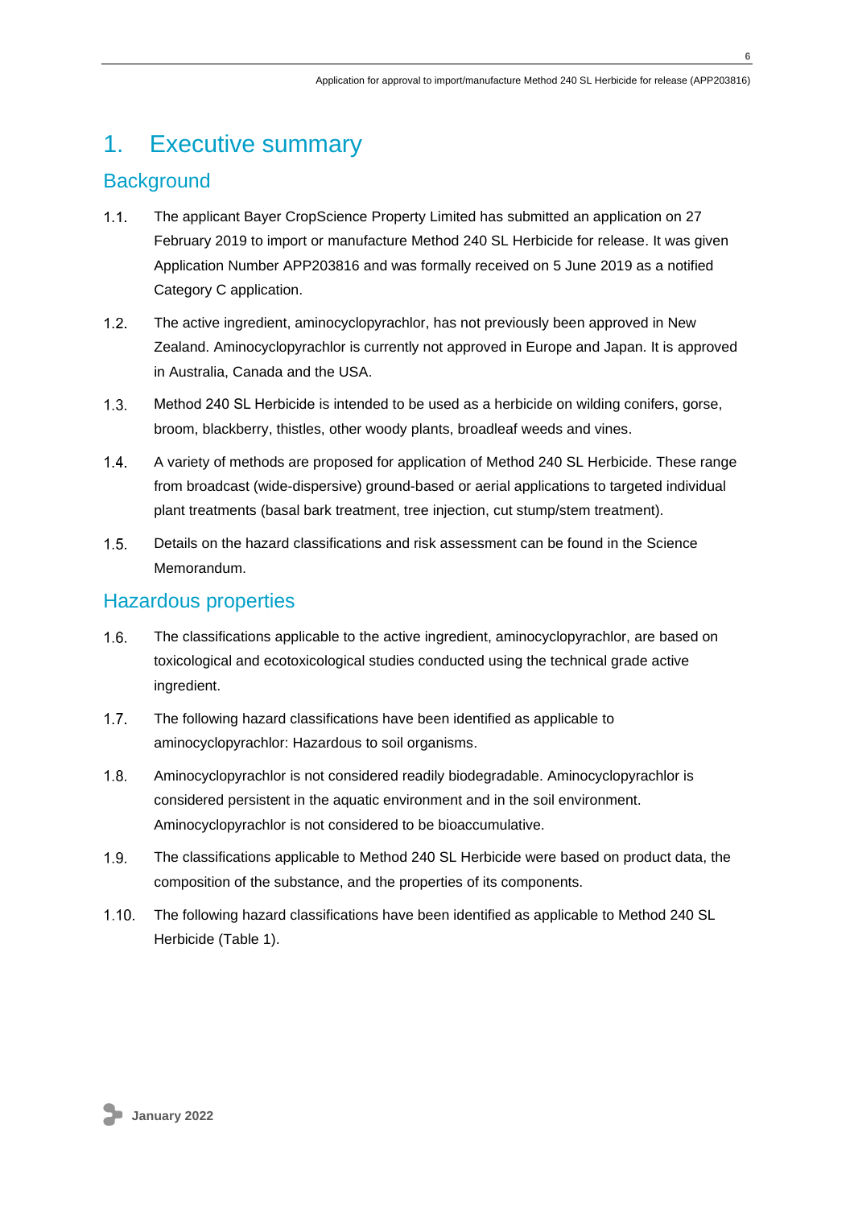# 1. Executive summary

## Background

1.1. The applicant Bayer CropScience Property Limited has submitted an application on 27 February 2019 to import or manufacture Method 240 SL Herbicide for release. It was given Application Number APP203816 and was formally received on 5 June 2019 as a notified Category C application.

1.2. The active ingredient, aminocyclopyrachlor, has not previously been approved in New Zealand. Aminocyclopyrachlor is currently not approved in Europe and Japan. It is approved in Australia, Canada and the USA.

1.3. Method 240 SL Herbicide is intended to be used as a herbicide on wilding conifers, gorse, broom, blackberry, thistles, other woody plants, broadleaf weeds and vines.

1.4. A variety of methods are proposed for application of Method 240 SL Herbicide. These range from broadcast (wide-dispersive) ground-based or aerial applications to targeted individual plant treatments (basal bark treatment, tree injection, cut stump/stem treatment).

1.5. Details on the hazard classifications and risk assessment can be found in the Science Memorandum.

## Hazardous properties

1.6. The classifications applicable to the active ingredient, aminocyclopyrachlor, are based on toxicological and ecotoxicological studies conducted using the technical grade active ingredient.

1.7. The following hazard classifications have been identified as applicable to aminocyclopyrachlor: Hazardous to soil organisms.

1.8. Aminocyclopyrachlor is not considered readily biodegradable. Aminocyclopyrachlor is considered persistent in the aquatic environment and in the soil environment. Aminocyclopyrachlor is not considered to be bioaccumulative.

1.9. The classifications applicable to Method 240 SL Herbicide were based on product data, the composition of the substance, and the properties of its components.

1.10. The following hazard classifications have been identified as applicable to Method 240 SL Herbicide (Table 1).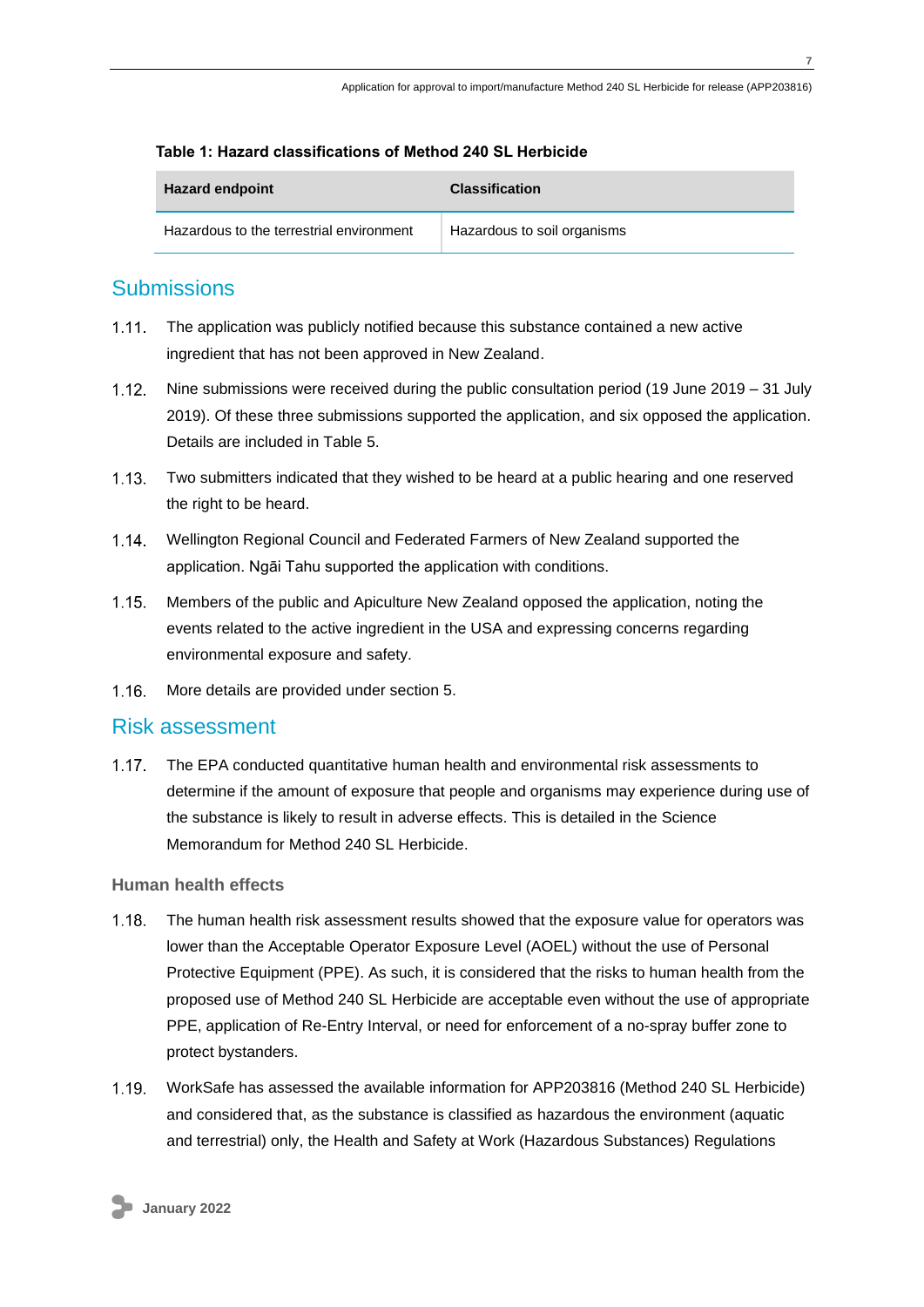**Table 1: Hazard classifications of Method 240 SL Herbicide**

| Hazard endpoint | Classification |
| --- | --- |
| Hazardous to the terrestrial environment | Hazardous to soil organisms |

## Submissions

1.11. The application was publicly notified because this substance contained a new active ingredient that has not been approved in New Zealand.

1.12. Nine submissions were received during the public consultation period (19 June 2019 – 31 July 2019). Of these three submissions supported the application, and six opposed the application. Details are included in Table 5.

1.13. Two submitters indicated that they wished to be heard at a public hearing and one reserved the right to be heard.

1.14. Wellington Regional Council and Federated Farmers of New Zealand supported the application. Ngāi Tahu supported the application with conditions.

1.15. Members of the public and Apiculture New Zealand opposed the application, noting the events related to the active ingredient in the USA and expressing concerns regarding environmental exposure and safety.

1.16. More details are provided under section 5.

## Risk assessment

1.17. The EPA conducted quantitative human health and environmental risk assessments to determine if the amount of exposure that people and organisms may experience during use of the substance is likely to result in adverse effects. This is detailed in the Science Memorandum for Method 240 SL Herbicide.

### Human health effects

1.18. The human health risk assessment results showed that the exposure value for operators was lower than the Acceptable Operator Exposure Level (AOEL) without the use of Personal Protective Equipment (PPE). As such, it is considered that the risks to human health from the proposed use of Method 240 SL Herbicide are acceptable even without the use of appropriate PPE, application of Re-Entry Interval, or need for enforcement of a no-spray buffer zone to protect bystanders.

1.19. WorkSafe has assessed the available information for APP203816 (Method 240 SL Herbicide) and considered that, as the substance is classified as hazardous the environment (aquatic and terrestrial) only, the Health and Safety at Work (Hazardous Substances) Regulations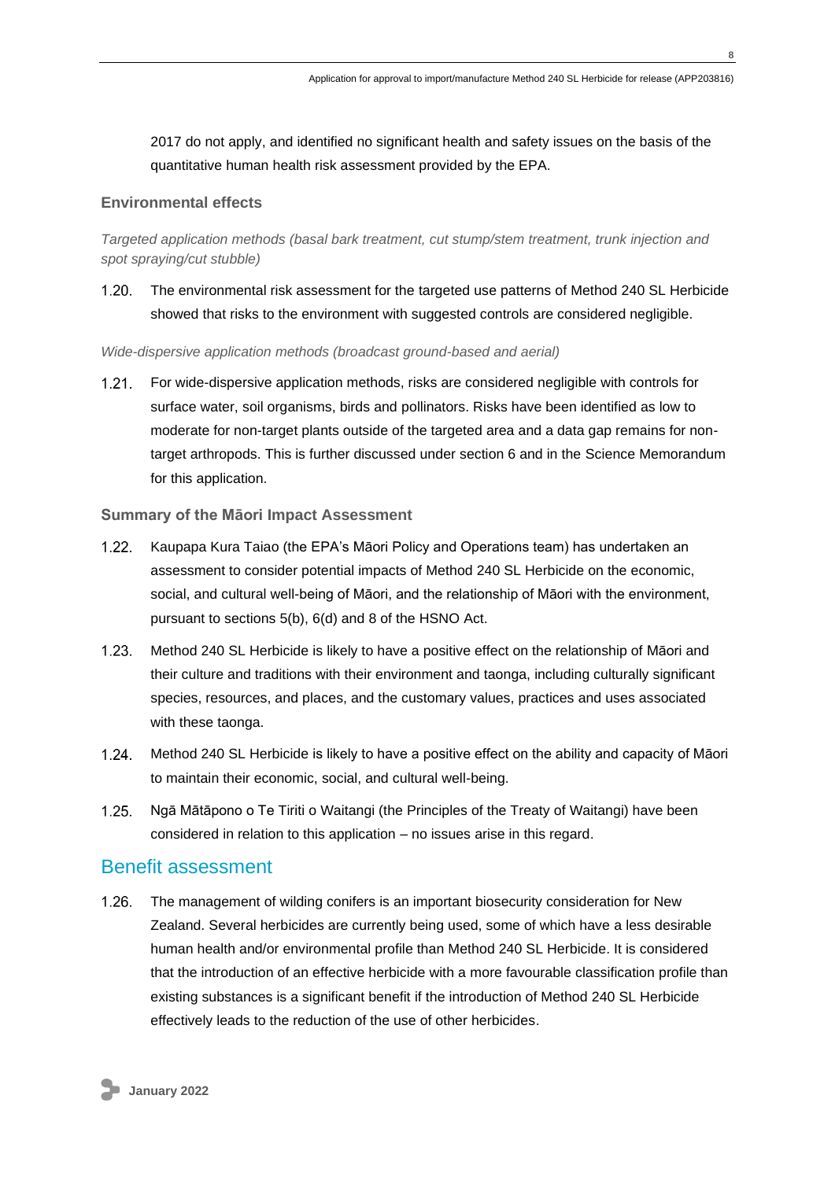2017 do not apply, and identified no significant health and safety issues on the basis of the quantitative human health risk assessment provided by the EPA.

### Environmental effects

*Targeted application methods (basal bark treatment, cut stump/stem treatment, trunk injection and spot spraying/cut stubble)*

1.20. The environmental risk assessment for the targeted use patterns of Method 240 SL Herbicide showed that risks to the environment with suggested controls are considered negligible.

*Wide-dispersive application methods (broadcast ground-based and aerial)*

1.21. For wide-dispersive application methods, risks are considered negligible with controls for surface water, soil organisms, birds and pollinators. Risks have been identified as low to moderate for non-target plants outside of the targeted area and a data gap remains for non-target arthropods. This is further discussed under section 6 and in the Science Memorandum for this application.

### Summary of the Māori Impact Assessment

1.22. Kaupapa Kura Taiao (the EPA's Māori Policy and Operations team) has undertaken an assessment to consider potential impacts of Method 240 SL Herbicide on the economic, social, and cultural well-being of Māori, and the relationship of Māori with the environment, pursuant to sections 5(b), 6(d) and 8 of the HSNO Act.

1.23. Method 240 SL Herbicide is likely to have a positive effect on the relationship of Māori and their culture and traditions with their environment and taonga, including culturally significant species, resources, and places, and the customary values, practices and uses associated with these taonga.

1.24. Method 240 SL Herbicide is likely to have a positive effect on the ability and capacity of Māori to maintain their economic, social, and cultural well-being.

1.25. Ngā Mātāpono o Te Tiriti o Waitangi (the Principles of the Treaty of Waitangi) have been considered in relation to this application – no issues arise in this regard.

## Benefit assessment

1.26. The management of wilding conifers is an important biosecurity consideration for New Zealand. Several herbicides are currently being used, some of which have a less desirable human health and/or environmental profile than Method 240 SL Herbicide. It is considered that the introduction of an effective herbicide with a more favourable classification profile than existing substances is a significant benefit if the introduction of Method 240 SL Herbicide effectively leads to the reduction of the use of other herbicides.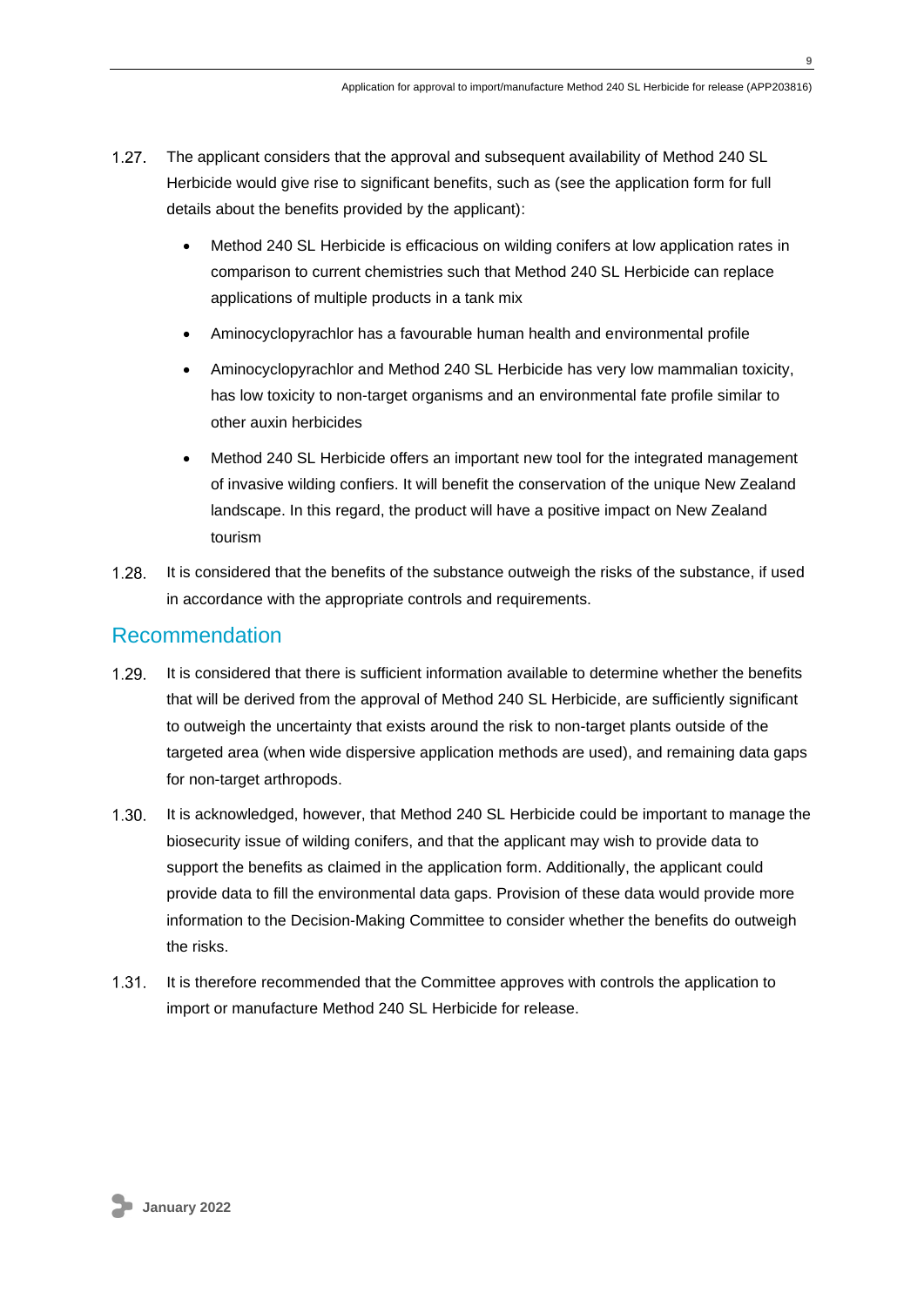1.27. The applicant considers that the approval and subsequent availability of Method 240 SL Herbicide would give rise to significant benefits, such as (see the application form for full details about the benefits provided by the applicant):

- Method 240 SL Herbicide is efficacious on wilding conifers at low application rates in comparison to current chemistries such that Method 240 SL Herbicide can replace applications of multiple products in a tank mix
- Aminocyclopyrachlor has a favourable human health and environmental profile
- Aminocyclopyrachlor and Method 240 SL Herbicide has very low mammalian toxicity, has low toxicity to non-target organisms and an environmental fate profile similar to other auxin herbicides
- Method 240 SL Herbicide offers an important new tool for the integrated management of invasive wilding confiers. It will benefit the conservation of the unique New Zealand landscape. In this regard, the product will have a positive impact on New Zealand tourism

1.28. It is considered that the benefits of the substance outweigh the risks of the substance, if used in accordance with the appropriate controls and requirements.

## Recommendation

1.29. It is considered that there is sufficient information available to determine whether the benefits that will be derived from the approval of Method 240 SL Herbicide, are sufficiently significant to outweigh the uncertainty that exists around the risk to non-target plants outside of the targeted area (when wide dispersive application methods are used), and remaining data gaps for non-target arthropods.

1.30. It is acknowledged, however, that Method 240 SL Herbicide could be important to manage the biosecurity issue of wilding conifers, and that the applicant may wish to provide data to support the benefits as claimed in the application form. Additionally, the applicant could provide data to fill the environmental data gaps. Provision of these data would provide more information to the Decision-Making Committee to consider whether the benefits do outweigh the risks.

1.31. It is therefore recommended that the Committee approves with controls the application to import or manufacture Method 240 SL Herbicide for release.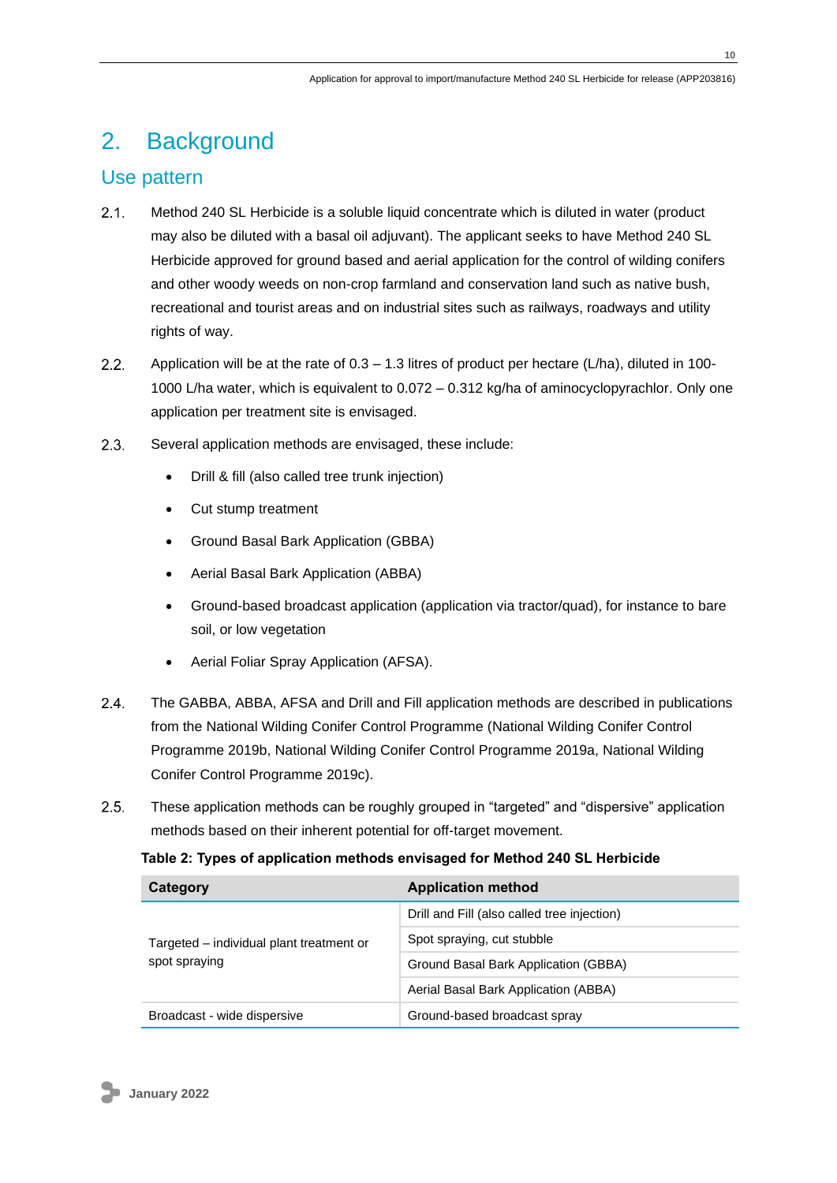# 2. Background

## Use pattern

2.1. Method 240 SL Herbicide is a soluble liquid concentrate which is diluted in water (product may also be diluted with a basal oil adjuvant). The applicant seeks to have Method 240 SL Herbicide approved for ground based and aerial application for the control of wilding conifers and other woody weeds on non-crop farmland and conservation land such as native bush, recreational and tourist areas and on industrial sites such as railways, roadways and utility rights of way.

2.2. Application will be at the rate of 0.3 – 1.3 litres of product per hectare (L/ha), diluted in 100-1000 L/ha water, which is equivalent to 0.072 – 0.312 kg/ha of aminocyclopyrachlor. Only one application per treatment site is envisaged.

2.3. Several application methods are envisaged, these include:

- Drill & fill (also called tree trunk injection)
- Cut stump treatment
- Ground Basal Bark Application (GBBA)
- Aerial Basal Bark Application (ABBA)
- Ground-based broadcast application (application via tractor/quad), for instance to bare soil, or low vegetation
- Aerial Foliar Spray Application (AFSA).

2.4. The GABBA, ABBA, AFSA and Drill and Fill application methods are described in publications from the National Wilding Conifer Control Programme (National Wilding Conifer Control Programme 2019b, National Wilding Conifer Control Programme 2019a, National Wilding Conifer Control Programme 2019c).

2.5. These application methods can be roughly grouped in "targeted" and "dispersive" application methods based on their inherent potential for off-target movement.

**Table 2: Types of application methods envisaged for Method 240 SL Herbicide**

| Category | Application method |
|---|---|
| Targeted – individual plant treatment or spot spraying | Drill and Fill (also called tree injection) |
| | Spot spraying, cut stubble |
| | Ground Basal Bark Application (GBBA) |
| | Aerial Basal Bark Application (ABBA) |
| Broadcast - wide dispersive | Ground-based broadcast spray |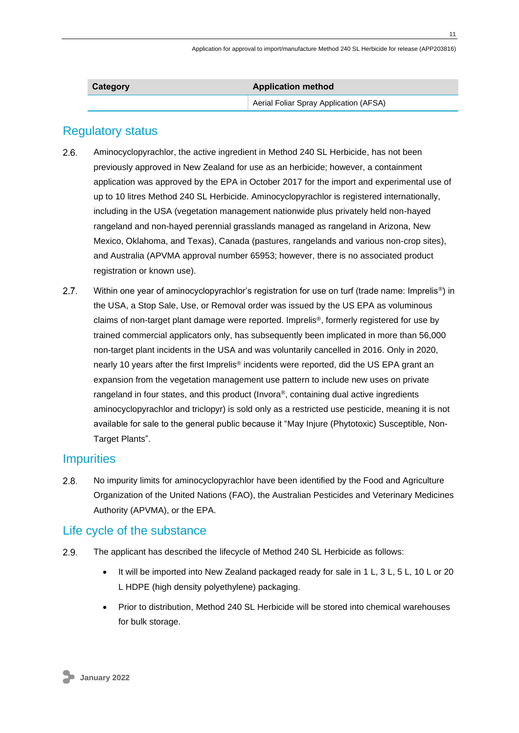| Category | Application method |
| --- | --- |
| | Aerial Foliar Spray Application (AFSA) |

## Regulatory status

2.6. Aminocyclopyrachlor, the active ingredient in Method 240 SL Herbicide, has not been previously approved in New Zealand for use as an herbicide; however, a containment application was approved by the EPA in October 2017 for the import and experimental use of up to 10 litres Method 240 SL Herbicide. Aminocyclopyrachlor is registered internationally, including in the USA (vegetation management nationwide plus privately held non-hayed rangeland and non-hayed perennial grasslands managed as rangeland in Arizona, New Mexico, Oklahoma, and Texas), Canada (pastures, rangelands and various non-crop sites), and Australia (APVMA approval number 65953; however, there is no associated product registration or known use).

2.7. Within one year of aminocyclopyrachlor's registration for use on turf (trade name: Imprelis®) in the USA, a Stop Sale, Use, or Removal order was issued by the US EPA as voluminous claims of non-target plant damage were reported. Imprelis®, formerly registered for use by trained commercial applicators only, has subsequently been implicated in more than 56,000 non-target plant incidents in the USA and was voluntarily cancelled in 2016. Only in 2020, nearly 10 years after the first Imprelis® incidents were reported, did the US EPA grant an expansion from the vegetation management use pattern to include new uses on private rangeland in four states, and this product (Invora®, containing dual active ingredients aminocyclopyrachlor and triclopyr) is sold only as a restricted use pesticide, meaning it is not available for sale to the general public because it "May Injure (Phytotoxic) Susceptible, Non-Target Plants".

## Impurities

2.8. No impurity limits for aminocyclopyrachlor have been identified by the Food and Agriculture Organization of the United Nations (FAO), the Australian Pesticides and Veterinary Medicines Authority (APVMA), or the EPA.

## Life cycle of the substance

2.9. The applicant has described the lifecycle of Method 240 SL Herbicide as follows:

- It will be imported into New Zealand packaged ready for sale in 1 L, 3 L, 5 L, 10 L or 20 L HDPE (high density polyethylene) packaging.
- Prior to distribution, Method 240 SL Herbicide will be stored into chemical warehouses for bulk storage.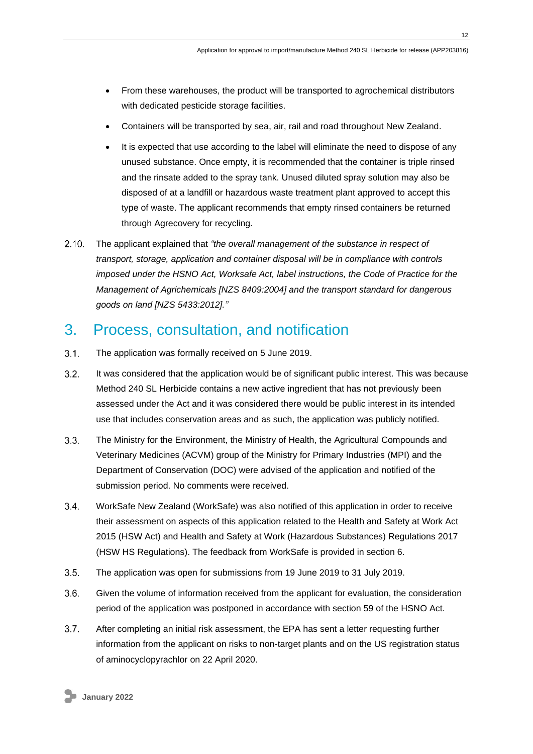- From these warehouses, the product will be transported to agrochemical distributors with dedicated pesticide storage facilities.
- Containers will be transported by sea, air, rail and road throughout New Zealand.
- It is expected that use according to the label will eliminate the need to dispose of any unused substance. Once empty, it is recommended that the container is triple rinsed and the rinsate added to the spray tank. Unused diluted spray solution may also be disposed of at a landfill or hazardous waste treatment plant approved to accept this type of waste. The applicant recommends that empty rinsed containers be returned through Agrecovery for recycling.

2.10. The applicant explained that *"the overall management of the substance in respect of transport, storage, application and container disposal will be in compliance with controls imposed under the HSNO Act, Worksafe Act, label instructions, the Code of Practice for the Management of Agrichemicals [NZS 8409:2004] and the transport standard for dangerous goods on land [NZS 5433:2012]."*

## 3. Process, consultation, and notification

3.1. The application was formally received on 5 June 2019.

3.2. It was considered that the application would be of significant public interest. This was because Method 240 SL Herbicide contains a new active ingredient that has not previously been assessed under the Act and it was considered there would be public interest in its intended use that includes conservation areas and as such, the application was publicly notified.

3.3. The Ministry for the Environment, the Ministry of Health, the Agricultural Compounds and Veterinary Medicines (ACVM) group of the Ministry for Primary Industries (MPI) and the Department of Conservation (DOC) were advised of the application and notified of the submission period. No comments were received.

3.4. WorkSafe New Zealand (WorkSafe) was also notified of this application in order to receive their assessment on aspects of this application related to the Health and Safety at Work Act 2015 (HSW Act) and Health and Safety at Work (Hazardous Substances) Regulations 2017 (HSW HS Regulations). The feedback from WorkSafe is provided in section 6.

3.5. The application was open for submissions from 19 June 2019 to 31 July 2019.

3.6. Given the volume of information received from the applicant for evaluation, the consideration period of the application was postponed in accordance with section 59 of the HSNO Act.

3.7. After completing an initial risk assessment, the EPA has sent a letter requesting further information from the applicant on risks to non-target plants and on the US registration status of aminocyclopyrachlor on 22 April 2020.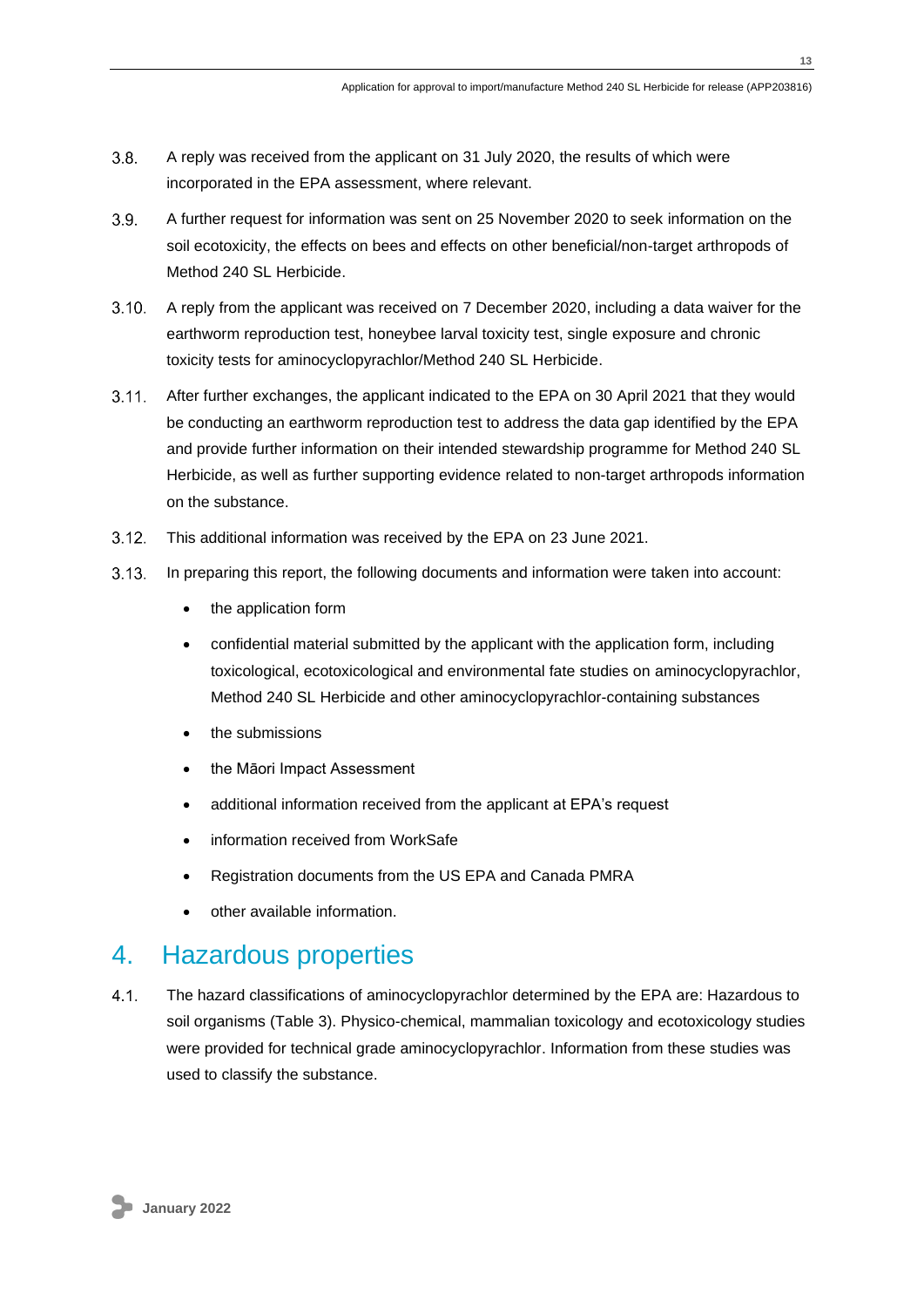3.8. A reply was received from the applicant on 31 July 2020, the results of which were incorporated in the EPA assessment, where relevant.

3.9. A further request for information was sent on 25 November 2020 to seek information on the soil ecotoxicity, the effects on bees and effects on other beneficial/non-target arthropods of Method 240 SL Herbicide.

3.10. A reply from the applicant was received on 7 December 2020, including a data waiver for the earthworm reproduction test, honeybee larval toxicity test, single exposure and chronic toxicity tests for aminocyclopyrachlor/Method 240 SL Herbicide.

3.11. After further exchanges, the applicant indicated to the EPA on 30 April 2021 that they would be conducting an earthworm reproduction test to address the data gap identified by the EPA and provide further information on their intended stewardship programme for Method 240 SL Herbicide, as well as further supporting evidence related to non-target arthropods information on the substance.

3.12. This additional information was received by the EPA on 23 June 2021.

3.13. In preparing this report, the following documents and information were taken into account:

- the application form
- confidential material submitted by the applicant with the application form, including toxicological, ecotoxicological and environmental fate studies on aminocyclopyrachlor, Method 240 SL Herbicide and other aminocyclopyrachlor-containing substances
- the submissions
- the Māori Impact Assessment
- additional information received from the applicant at EPA's request
- information received from WorkSafe
- Registration documents from the US EPA and Canada PMRA
- other available information.

# 4. Hazardous properties

4.1. The hazard classifications of aminocyclopyrachlor determined by the EPA are: Hazardous to soil organisms (Table 3). Physico-chemical, mammalian toxicology and ecotoxicology studies were provided for technical grade aminocyclopyrachlor. Information from these studies was used to classify the substance.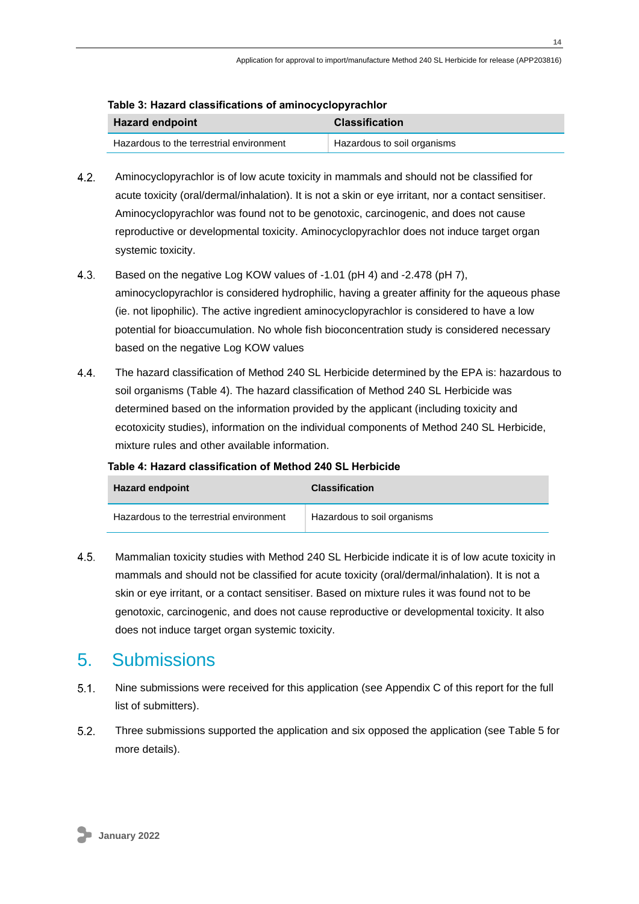**Table 3: Hazard classifications of aminocyclopyrachlor**

| Hazard endpoint | Classification |
| --- | --- |
| Hazardous to the terrestrial environment | Hazardous to soil organisms |

4.2. Aminocyclopyrachlor is of low acute toxicity in mammals and should not be classified for acute toxicity (oral/dermal/inhalation). It is not a skin or eye irritant, nor a contact sensitiser. Aminocyclopyrachlor was found not to be genotoxic, carcinogenic, and does not cause reproductive or developmental toxicity. Aminocyclopyrachlor does not induce target organ systemic toxicity.

4.3. Based on the negative Log KOW values of -1.01 (pH 4) and -2.478 (pH 7), aminocyclopyrachlor is considered hydrophilic, having a greater affinity for the aqueous phase (ie. not lipophilic). The active ingredient aminocyclopyrachlor is considered to have a low potential for bioaccumulation. No whole fish bioconcentration study is considered necessary based on the negative Log KOW values

4.4. The hazard classification of Method 240 SL Herbicide determined by the EPA is: hazardous to soil organisms (Table 4). The hazard classification of Method 240 SL Herbicide was determined based on the information provided by the applicant (including toxicity and ecotoxicity studies), information on the individual components of Method 240 SL Herbicide, mixture rules and other available information.

**Table 4: Hazard classification of Method 240 SL Herbicide**

| Hazard endpoint | Classification |
| --- | --- |
| Hazardous to the terrestrial environment | Hazardous to soil organisms |

4.5. Mammalian toxicity studies with Method 240 SL Herbicide indicate it is of low acute toxicity in mammals and should not be classified for acute toxicity (oral/dermal/inhalation). It is not a skin or eye irritant, or a contact sensitiser. Based on mixture rules it was found not to be genotoxic, carcinogenic, and does not cause reproductive or developmental toxicity. It also does not induce target organ systemic toxicity.

# 5. Submissions

5.1. Nine submissions were received for this application (see Appendix C of this report for the full list of submitters).

5.2. Three submissions supported the application and six opposed the application (see Table 5 for more details).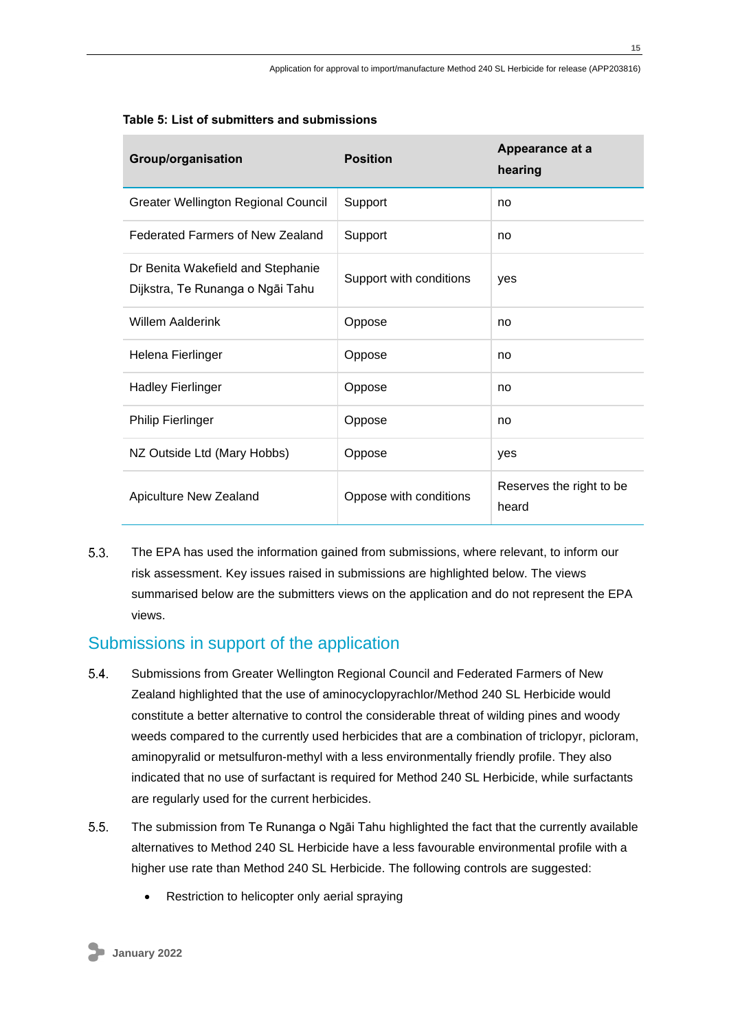**Table 5: List of submitters and submissions**

| Group/organisation | Position | Appearance at a hearing |
|---|---|---|
| Greater Wellington Regional Council | Support | no |
| Federated Farmers of New Zealand | Support | no |
| Dr Benita Wakefield and Stephanie Dijkstra, Te Runanga o Ngāi Tahu | Support with conditions | yes |
| Willem Aalderink | Oppose | no |
| Helena Fierlinger | Oppose | no |
| Hadley Fierlinger | Oppose | no |
| Philip Fierlinger | Oppose | no |
| NZ Outside Ltd (Mary Hobbs) | Oppose | yes |
| Apiculture New Zealand | Oppose with conditions | Reserves the right to be heard |

5.3. The EPA has used the information gained from submissions, where relevant, to inform our risk assessment. Key issues raised in submissions are highlighted below. The views summarised below are the submitters views on the application and do not represent the EPA views.

## Submissions in support of the application

5.4. Submissions from Greater Wellington Regional Council and Federated Farmers of New Zealand highlighted that the use of aminocyclopyrachlor/Method 240 SL Herbicide would constitute a better alternative to control the considerable threat of wilding pines and woody weeds compared to the currently used herbicides that are a combination of triclopyr, picloram, aminopyralid or metsulfuron-methyl with a less environmentally friendly profile. They also indicated that no use of surfactant is required for Method 240 SL Herbicide, while surfactants are regularly used for the current herbicides.

5.5. The submission from Te Runanga o Ngāi Tahu highlighted the fact that the currently available alternatives to Method 240 SL Herbicide have a less favourable environmental profile with a higher use rate than Method 240 SL Herbicide. The following controls are suggested:

- Restriction to helicopter only aerial spraying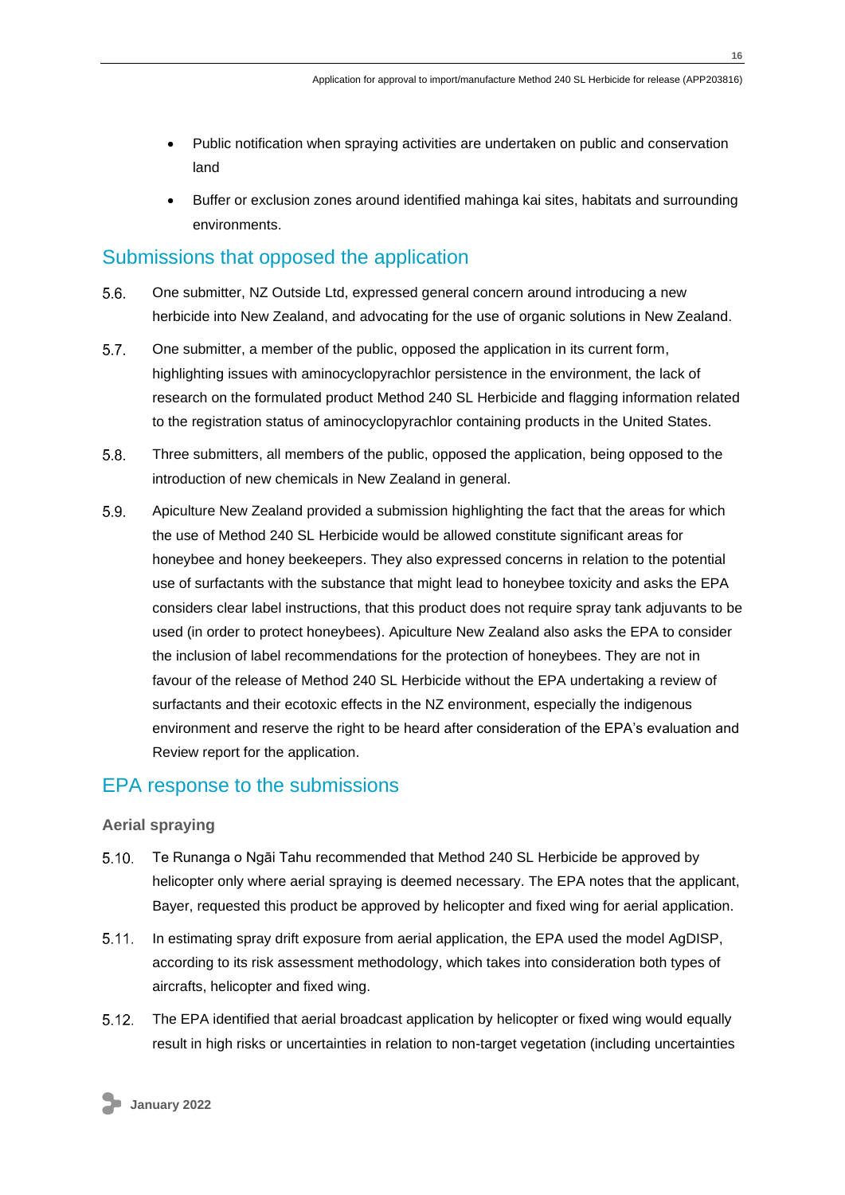- Public notification when spraying activities are undertaken on public and conservation land
- Buffer or exclusion zones around identified mahinga kai sites, habitats and surrounding environments.

## Submissions that opposed the application

5.6. One submitter, NZ Outside Ltd, expressed general concern around introducing a new herbicide into New Zealand, and advocating for the use of organic solutions in New Zealand.

5.7. One submitter, a member of the public, opposed the application in its current form, highlighting issues with aminocyclopyrachlor persistence in the environment, the lack of research on the formulated product Method 240 SL Herbicide and flagging information related to the registration status of aminocyclopyrachlor containing products in the United States.

5.8. Three submitters, all members of the public, opposed the application, being opposed to the introduction of new chemicals in New Zealand in general.

5.9. Apiculture New Zealand provided a submission highlighting the fact that the areas for which the use of Method 240 SL Herbicide would be allowed constitute significant areas for honeybee and honey beekeepers. They also expressed concerns in relation to the potential use of surfactants with the substance that might lead to honeybee toxicity and asks the EPA considers clear label instructions, that this product does not require spray tank adjuvants to be used (in order to protect honeybees). Apiculture New Zealand also asks the EPA to consider the inclusion of label recommendations for the protection of honeybees. They are not in favour of the release of Method 240 SL Herbicide without the EPA undertaking a review of surfactants and their ecotoxic effects in the NZ environment, especially the indigenous environment and reserve the right to be heard after consideration of the EPA's evaluation and Review report for the application.

## EPA response to the submissions

### Aerial spraying

5.10. Te Runanga o Ngāi Tahu recommended that Method 240 SL Herbicide be approved by helicopter only where aerial spraying is deemed necessary. The EPA notes that the applicant, Bayer, requested this product be approved by helicopter and fixed wing for aerial application.

5.11. In estimating spray drift exposure from aerial application, the EPA used the model AgDISP, according to its risk assessment methodology, which takes into consideration both types of aircrafts, helicopter and fixed wing.

5.12. The EPA identified that aerial broadcast application by helicopter or fixed wing would equally result in high risks or uncertainties in relation to non-target vegetation (including uncertainties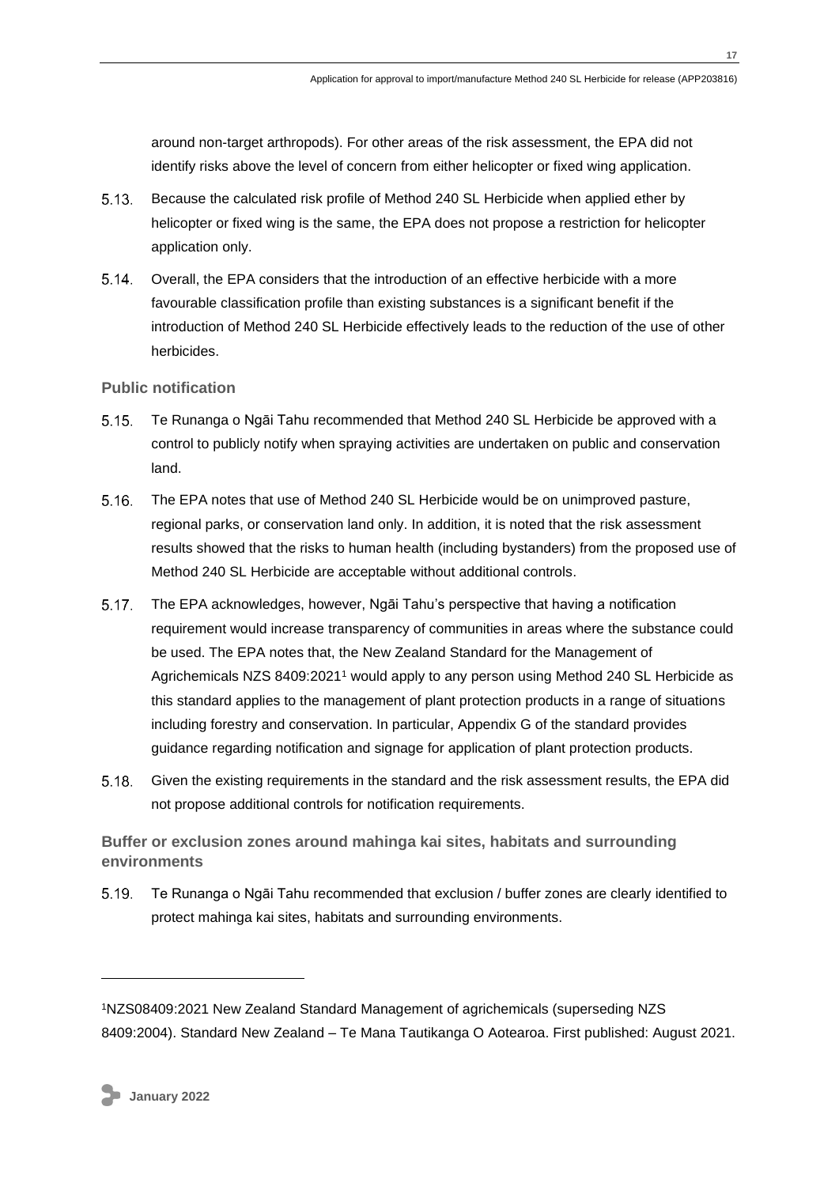around non-target arthropods). For other areas of the risk assessment, the EPA did not identify risks above the level of concern from either helicopter or fixed wing application.

5.13. Because the calculated risk profile of Method 240 SL Herbicide when applied ether by helicopter or fixed wing is the same, the EPA does not propose a restriction for helicopter application only.

5.14. Overall, the EPA considers that the introduction of an effective herbicide with a more favourable classification profile than existing substances is a significant benefit if the introduction of Method 240 SL Herbicide effectively leads to the reduction of the use of other herbicides.

### Public notification

5.15. Te Runanga o Ngāi Tahu recommended that Method 240 SL Herbicide be approved with a control to publicly notify when spraying activities are undertaken on public and conservation land.

5.16. The EPA notes that use of Method 240 SL Herbicide would be on unimproved pasture, regional parks, or conservation land only. In addition, it is noted that the risk assessment results showed that the risks to human health (including bystanders) from the proposed use of Method 240 SL Herbicide are acceptable without additional controls.

5.17. The EPA acknowledges, however, Ngāi Tahu's perspective that having a notification requirement would increase transparency of communities in areas where the substance could be used. The EPA notes that, the New Zealand Standard for the Management of Agrichemicals NZS 8409:2021[1] would apply to any person using Method 240 SL Herbicide as this standard applies to the management of plant protection products in a range of situations including forestry and conservation. In particular, Appendix G of the standard provides guidance regarding notification and signage for application of plant protection products.

5.18. Given the existing requirements in the standard and the risk assessment results, the EPA did not propose additional controls for notification requirements.

### Buffer or exclusion zones around mahinga kai sites, habitats and surrounding environments

5.19. Te Runanga o Ngāi Tahu recommended that exclusion / buffer zones are clearly identified to protect mahinga kai sites, habitats and surrounding environments.

---

[1]NZS08409:2021 New Zealand Standard Management of agrichemicals (superseding NZS 8409:2004). Standard New Zealand – Te Mana Tautikanga O Aotearoa. First published: August 2021.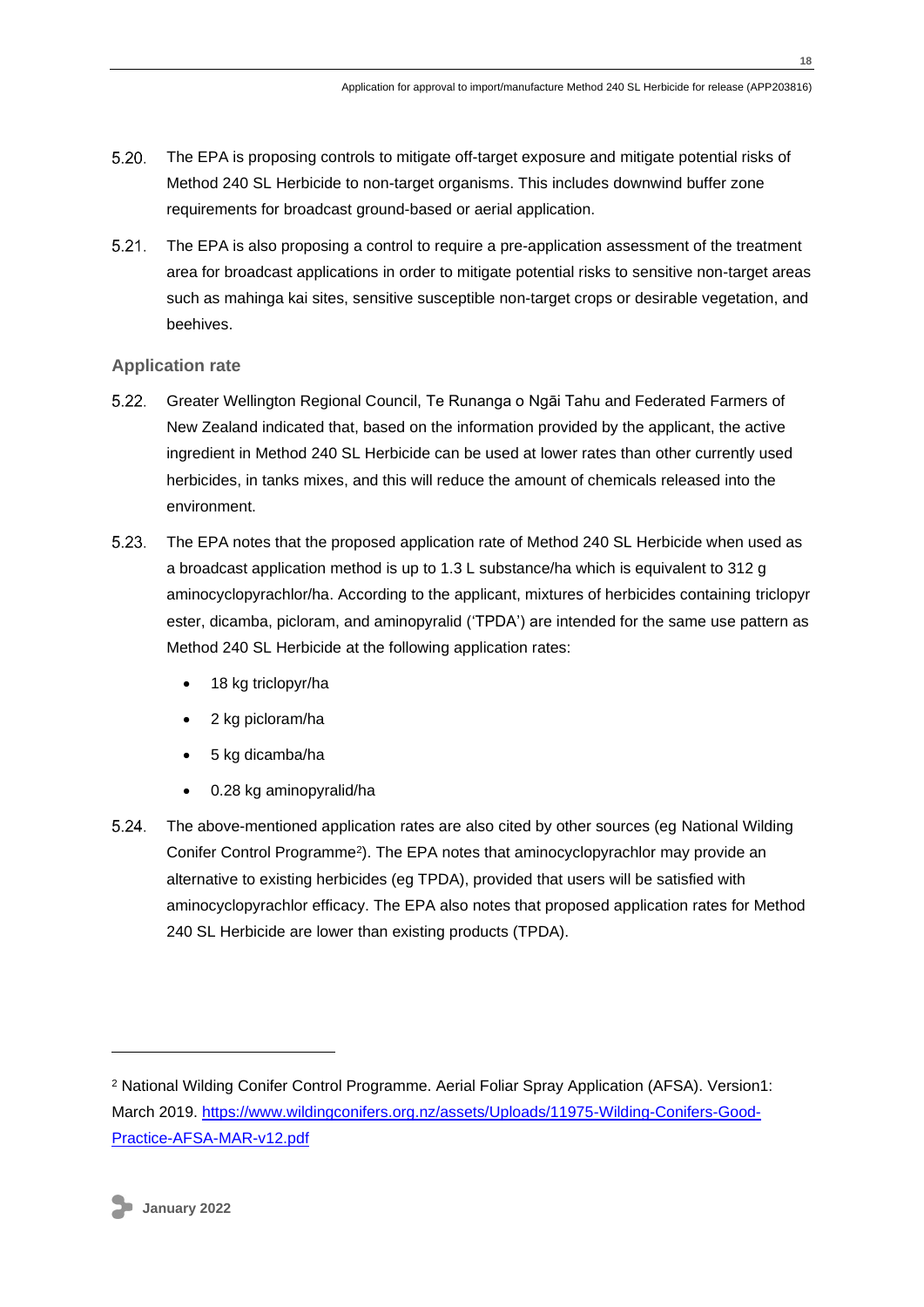5.20. The EPA is proposing controls to mitigate off-target exposure and mitigate potential risks of Method 240 SL Herbicide to non-target organisms. This includes downwind buffer zone requirements for broadcast ground-based or aerial application.

5.21. The EPA is also proposing a control to require a pre-application assessment of the treatment area for broadcast applications in order to mitigate potential risks to sensitive non-target areas such as mahinga kai sites, sensitive susceptible non-target crops or desirable vegetation, and beehives.

### Application rate

5.22. Greater Wellington Regional Council, Te Runanga o Ngāi Tahu and Federated Farmers of New Zealand indicated that, based on the information provided by the applicant, the active ingredient in Method 240 SL Herbicide can be used at lower rates than other currently used herbicides, in tanks mixes, and this will reduce the amount of chemicals released into the environment.

5.23. The EPA notes that the proposed application rate of Method 240 SL Herbicide when used as a broadcast application method is up to 1.3 L substance/ha which is equivalent to 312 g aminocyclopyrachlor/ha. According to the applicant, mixtures of herbicides containing triclopyr ester, dicamba, picloram, and aminopyralid ('TPDA') are intended for the same use pattern as Method 240 SL Herbicide at the following application rates:

- 18 kg triclopyr/ha
- 2 kg picloram/ha
- 5 kg dicamba/ha
- 0.28 kg aminopyralid/ha

5.24. The above-mentioned application rates are also cited by other sources (eg National Wilding Conifer Control Programme[2]). The EPA notes that aminocyclopyrachlor may provide an alternative to existing herbicides (eg TPDA), provided that users will be satisfied with aminocyclopyrachlor efficacy. The EPA also notes that proposed application rates for Method 240 SL Herbicide are lower than existing products (TPDA).

[2] National Wilding Conifer Control Programme. Aerial Foliar Spray Application (AFSA). Version1: March 2019. https://www.wildingconifers.org.nz/assets/Uploads/11975-Wilding-Conifers-Good-Practice-AFSA-MAR-v12.pdf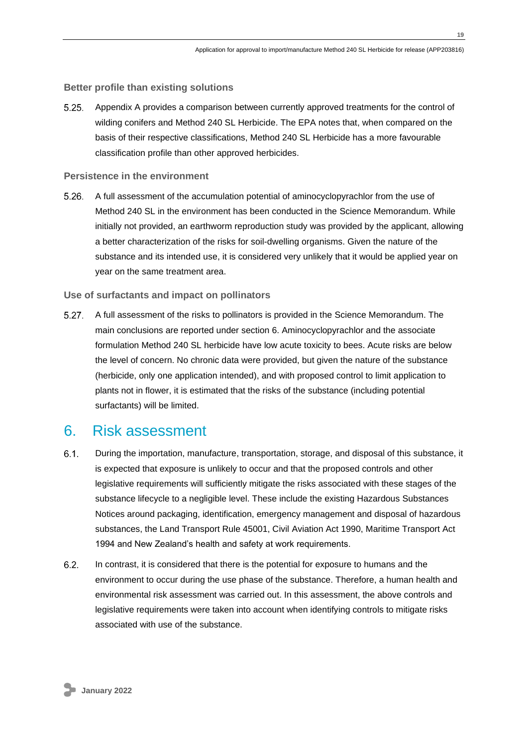### Better profile than existing solutions

5.25. Appendix A provides a comparison between currently approved treatments for the control of wilding conifers and Method 240 SL Herbicide. The EPA notes that, when compared on the basis of their respective classifications, Method 240 SL Herbicide has a more favourable classification profile than other approved herbicides.

### Persistence in the environment

5.26. A full assessment of the accumulation potential of aminocyclopyrachlor from the use of Method 240 SL in the environment has been conducted in the Science Memorandum. While initially not provided, an earthworm reproduction study was provided by the applicant, allowing a better characterization of the risks for soil-dwelling organisms. Given the nature of the substance and its intended use, it is considered very unlikely that it would be applied year on year on the same treatment area.

### Use of surfactants and impact on pollinators

5.27. A full assessment of the risks to pollinators is provided in the Science Memorandum. The main conclusions are reported under section 6. Aminocyclopyrachlor and the associate formulation Method 240 SL herbicide have low acute toxicity to bees. Acute risks are below the level of concern. No chronic data were provided, but given the nature of the substance (herbicide, only one application intended), and with proposed control to limit application to plants not in flower, it is estimated that the risks of the substance (including potential surfactants) will be limited.

# 6. Risk assessment

6.1. During the importation, manufacture, transportation, storage, and disposal of this substance, it is expected that exposure is unlikely to occur and that the proposed controls and other legislative requirements will sufficiently mitigate the risks associated with these stages of the substance lifecycle to a negligible level. These include the existing Hazardous Substances Notices around packaging, identification, emergency management and disposal of hazardous substances, the Land Transport Rule 45001, Civil Aviation Act 1990, Maritime Transport Act 1994 and New Zealand's health and safety at work requirements.

6.2. In contrast, it is considered that there is the potential for exposure to humans and the environment to occur during the use phase of the substance. Therefore, a human health and environmental risk assessment was carried out. In this assessment, the above controls and legislative requirements were taken into account when identifying controls to mitigate risks associated with use of the substance.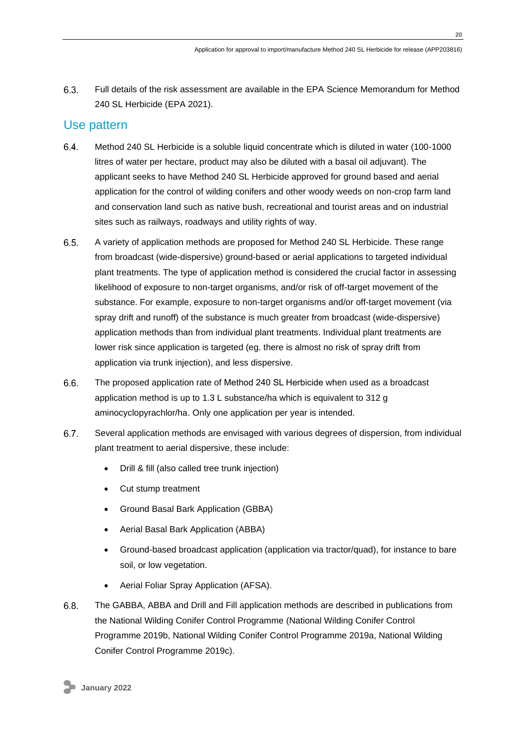6.3. Full details of the risk assessment are available in the EPA Science Memorandum for Method 240 SL Herbicide (EPA 2021).

## Use pattern

6.4. Method 240 SL Herbicide is a soluble liquid concentrate which is diluted in water (100-1000 litres of water per hectare, product may also be diluted with a basal oil adjuvant). The applicant seeks to have Method 240 SL Herbicide approved for ground based and aerial application for the control of wilding conifers and other woody weeds on non-crop farm land and conservation land such as native bush, recreational and tourist areas and on industrial sites such as railways, roadways and utility rights of way.

6.5. A variety of application methods are proposed for Method 240 SL Herbicide. These range from broadcast (wide-dispersive) ground-based or aerial applications to targeted individual plant treatments. The type of application method is considered the crucial factor in assessing likelihood of exposure to non-target organisms, and/or risk of off-target movement of the substance. For example, exposure to non-target organisms and/or off-target movement (via spray drift and runoff) of the substance is much greater from broadcast (wide-dispersive) application methods than from individual plant treatments. Individual plant treatments are lower risk since application is targeted (eg. there is almost no risk of spray drift from application via trunk injection), and less dispersive.

6.6. The proposed application rate of Method 240 SL Herbicide when used as a broadcast application method is up to 1.3 L substance/ha which is equivalent to 312 g aminocyclopyrachlor/ha. Only one application per year is intended.

6.7. Several application methods are envisaged with various degrees of dispersion, from individual plant treatment to aerial dispersive, these include:

- Drill & fill (also called tree trunk injection)
- Cut stump treatment
- Ground Basal Bark Application (GBBA)
- Aerial Basal Bark Application (ABBA)
- Ground-based broadcast application (application via tractor/quad), for instance to bare soil, or low vegetation.
- Aerial Foliar Spray Application (AFSA).

6.8. The GABBA, ABBA and Drill and Fill application methods are described in publications from the National Wilding Conifer Control Programme (National Wilding Conifer Control Programme 2019b, National Wilding Conifer Control Programme 2019a, National Wilding Conifer Control Programme 2019c).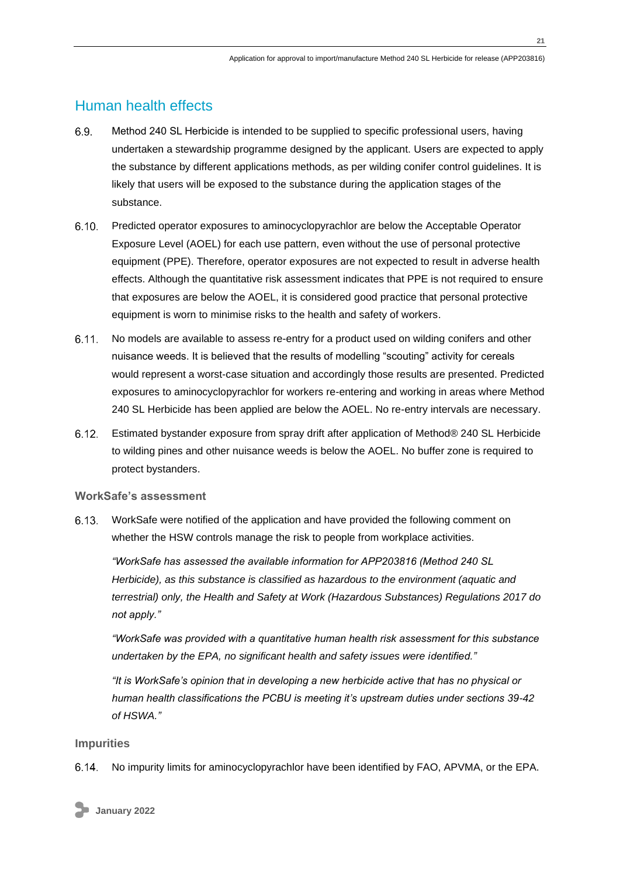## Human health effects

6.9. Method 240 SL Herbicide is intended to be supplied to specific professional users, having undertaken a stewardship programme designed by the applicant. Users are expected to apply the substance by different applications methods, as per wilding conifer control guidelines. It is likely that users will be exposed to the substance during the application stages of the substance.

6.10. Predicted operator exposures to aminocyclopyrachlor are below the Acceptable Operator Exposure Level (AOEL) for each use pattern, even without the use of personal protective equipment (PPE). Therefore, operator exposures are not expected to result in adverse health effects. Although the quantitative risk assessment indicates that PPE is not required to ensure that exposures are below the AOEL, it is considered good practice that personal protective equipment is worn to minimise risks to the health and safety of workers.

6.11. No models are available to assess re-entry for a product used on wilding conifers and other nuisance weeds. It is believed that the results of modelling "scouting" activity for cereals would represent a worst-case situation and accordingly those results are presented. Predicted exposures to aminocyclopyrachlor for workers re-entering and working in areas where Method 240 SL Herbicide has been applied are below the AOEL. No re-entry intervals are necessary.

6.12. Estimated bystander exposure from spray drift after application of Method® 240 SL Herbicide to wilding pines and other nuisance weeds is below the AOEL. No buffer zone is required to protect bystanders.

### WorkSafe's assessment

6.13. WorkSafe were notified of the application and have provided the following comment on whether the HSW controls manage the risk to people from workplace activities.

*"WorkSafe has assessed the available information for APP203816 (Method 240 SL Herbicide), as this substance is classified as hazardous to the environment (aquatic and terrestrial) only, the Health and Safety at Work (Hazardous Substances) Regulations 2017 do not apply."*

*"WorkSafe was provided with a quantitative human health risk assessment for this substance undertaken by the EPA, no significant health and safety issues were identified."*

*"It is WorkSafe's opinion that in developing a new herbicide active that has no physical or human health classifications the PCBU is meeting it's upstream duties under sections 39-42 of HSWA."*

### Impurities

6.14. No impurity limits for aminocyclopyrachlor have been identified by FAO, APVMA, or the EPA.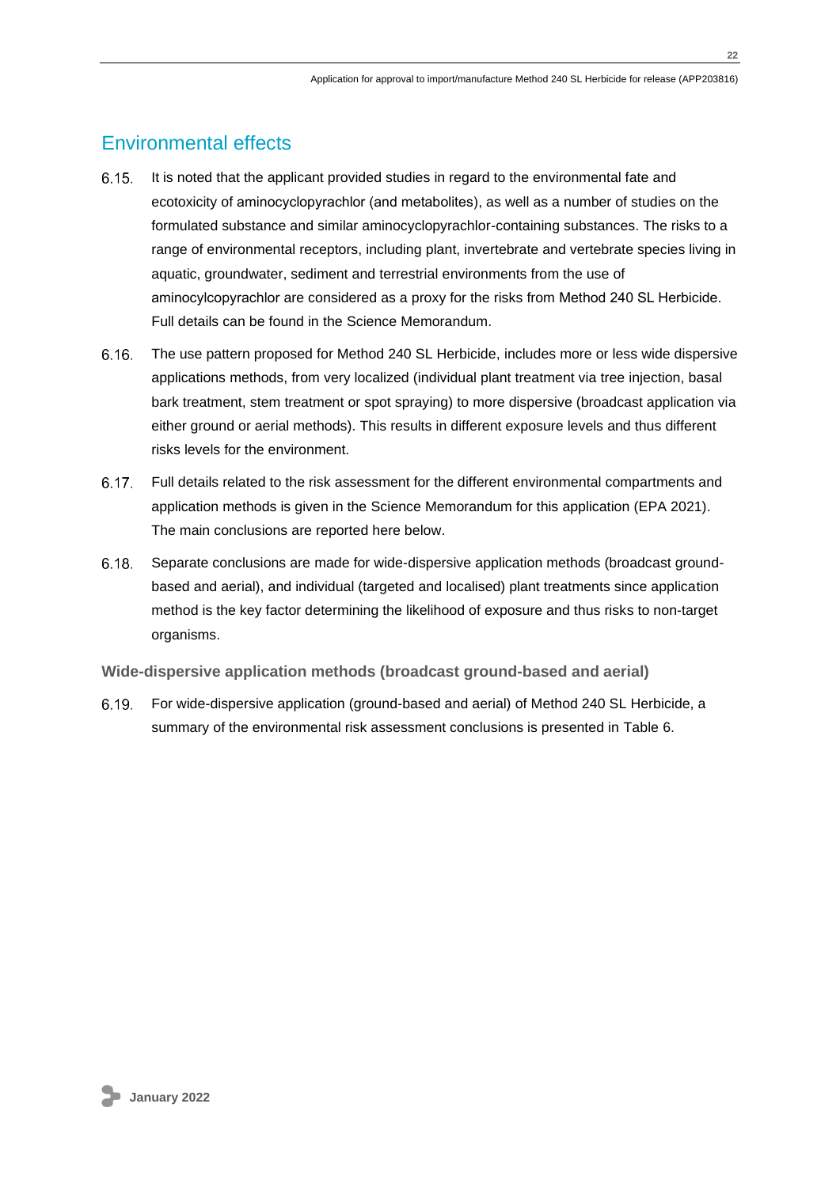## Environmental effects

6.15. It is noted that the applicant provided studies in regard to the environmental fate and ecotoxicity of aminocyclopyrachlor (and metabolites), as well as a number of studies on the formulated substance and similar aminocyclopyrachlor-containing substances. The risks to a range of environmental receptors, including plant, invertebrate and vertebrate species living in aquatic, groundwater, sediment and terrestrial environments from the use of aminocylcopyrachlor are considered as a proxy for the risks from Method 240 SL Herbicide. Full details can be found in the Science Memorandum.

6.16. The use pattern proposed for Method 240 SL Herbicide, includes more or less wide dispersive applications methods, from very localized (individual plant treatment via tree injection, basal bark treatment, stem treatment or spot spraying) to more dispersive (broadcast application via either ground or aerial methods). This results in different exposure levels and thus different risks levels for the environment.

6.17. Full details related to the risk assessment for the different environmental compartments and application methods is given in the Science Memorandum for this application (EPA 2021). The main conclusions are reported here below.

6.18. Separate conclusions are made for wide-dispersive application methods (broadcast ground-based and aerial), and individual (targeted and localised) plant treatments since application method is the key factor determining the likelihood of exposure and thus risks to non-target organisms.

### Wide-dispersive application methods (broadcast ground-based and aerial)

6.19. For wide-dispersive application (ground-based and aerial) of Method 240 SL Herbicide, a summary of the environmental risk assessment conclusions is presented in Table 6.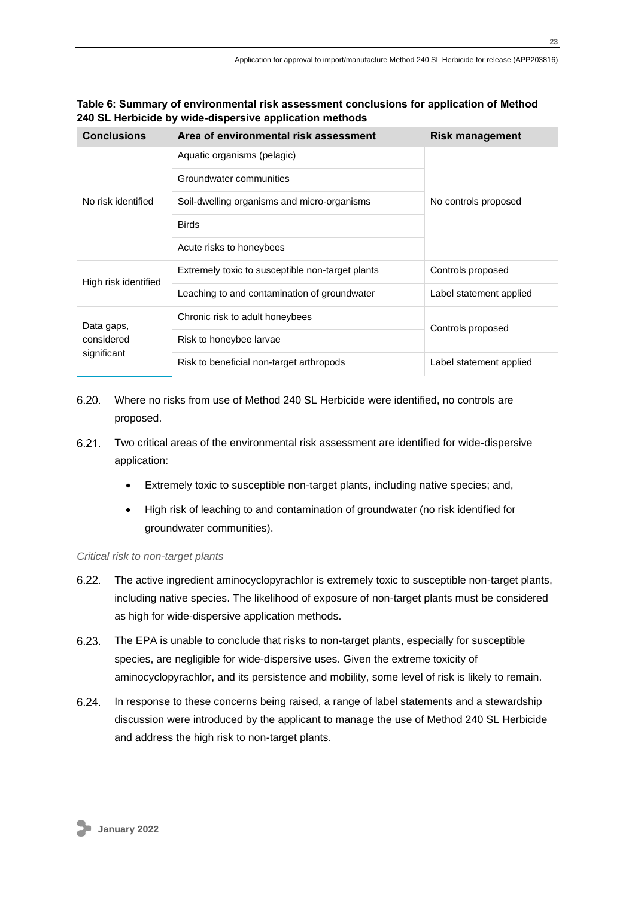**Table 6: Summary of environmental risk assessment conclusions for application of Method 240 SL Herbicide by wide-dispersive application methods**

| Conclusions | Area of environmental risk assessment | Risk management |
|---|---|---|
| No risk identified | Aquatic organisms (pelagic) | No controls proposed |
| | Groundwater communities | |
| | Soil-dwelling organisms and micro-organisms | |
| | Birds | |
| | Acute risks to honeybees | |
| High risk identified | Extremely toxic to susceptible non-target plants | Controls proposed |
| | Leaching to and contamination of groundwater | Label statement applied |
| Data gaps, considered significant | Chronic risk to adult honeybees | Controls proposed |
| | Risk to honeybee larvae | |
| | Risk to beneficial non-target arthropods | Label statement applied |

6.20. Where no risks from use of Method 240 SL Herbicide were identified, no controls are proposed.

6.21. Two critical areas of the environmental risk assessment are identified for wide-dispersive application:

- Extremely toxic to susceptible non-target plants, including native species; and,
- High risk of leaching to and contamination of groundwater (no risk identified for groundwater communities).

*Critical risk to non-target plants*

6.22. The active ingredient aminocyclopyrachlor is extremely toxic to susceptible non-target plants, including native species. The likelihood of exposure of non-target plants must be considered as high for wide-dispersive application methods.

6.23. The EPA is unable to conclude that risks to non-target plants, especially for susceptible species, are negligible for wide-dispersive uses. Given the extreme toxicity of aminocyclopyrachlor, and its persistence and mobility, some level of risk is likely to remain.

6.24. In response to these concerns being raised, a range of label statements and a stewardship discussion were introduced by the applicant to manage the use of Method 240 SL Herbicide and address the high risk to non-target plants.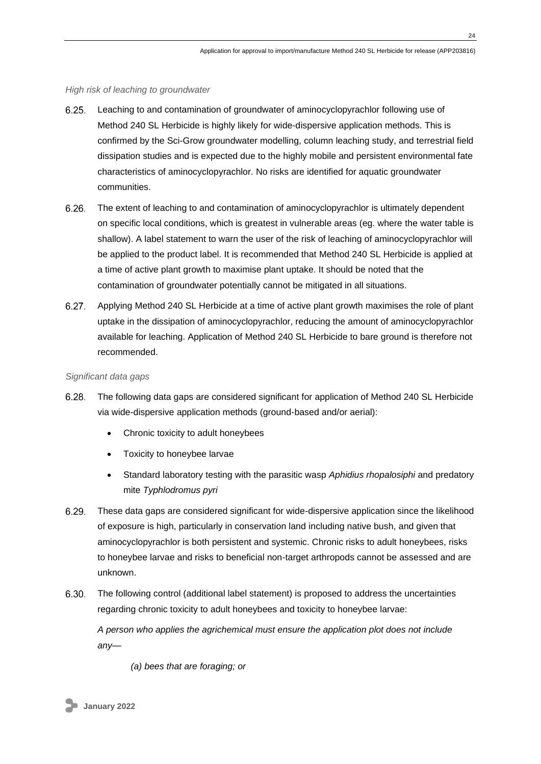*High risk of leaching to groundwater*

6.25. Leaching to and contamination of groundwater of aminocyclopyrachlor following use of Method 240 SL Herbicide is highly likely for wide-dispersive application methods. This is confirmed by the Sci-Grow groundwater modelling, column leaching study, and terrestrial field dissipation studies and is expected due to the highly mobile and persistent environmental fate characteristics of aminocyclopyrachlor. No risks are identified for aquatic groundwater communities.

6.26. The extent of leaching to and contamination of aminocyclopyrachlor is ultimately dependent on specific local conditions, which is greatest in vulnerable areas (eg. where the water table is shallow). A label statement to warn the user of the risk of leaching of aminocyclopyrachlor will be applied to the product label. It is recommended that Method 240 SL Herbicide is applied at a time of active plant growth to maximise plant uptake. It should be noted that the contamination of groundwater potentially cannot be mitigated in all situations.

6.27. Applying Method 240 SL Herbicide at a time of active plant growth maximises the role of plant uptake in the dissipation of aminocyclopyrachlor, reducing the amount of aminocyclopyrachlor available for leaching. Application of Method 240 SL Herbicide to bare ground is therefore not recommended.

*Significant data gaps*

6.28. The following data gaps are considered significant for application of Method 240 SL Herbicide via wide-dispersive application methods (ground-based and/or aerial):

- Chronic toxicity to adult honeybees
- Toxicity to honeybee larvae
- Standard laboratory testing with the parasitic wasp *Aphidius rhopalosiphi* and predatory mite *Typhlodromus pyri*

6.29. These data gaps are considered significant for wide-dispersive application since the likelihood of exposure is high, particularly in conservation land including native bush, and given that aminocyclopyrachlor is both persistent and systemic. Chronic risks to adult honeybees, risks to honeybee larvae and risks to beneficial non-target arthropods cannot be assessed and are unknown.

6.30. The following control (additional label statement) is proposed to address the uncertainties regarding chronic toxicity to adult honeybees and toxicity to honeybee larvae:

*A person who applies the agrichemical must ensure the application plot does not include any—*

*(a) bees that are foraging; or*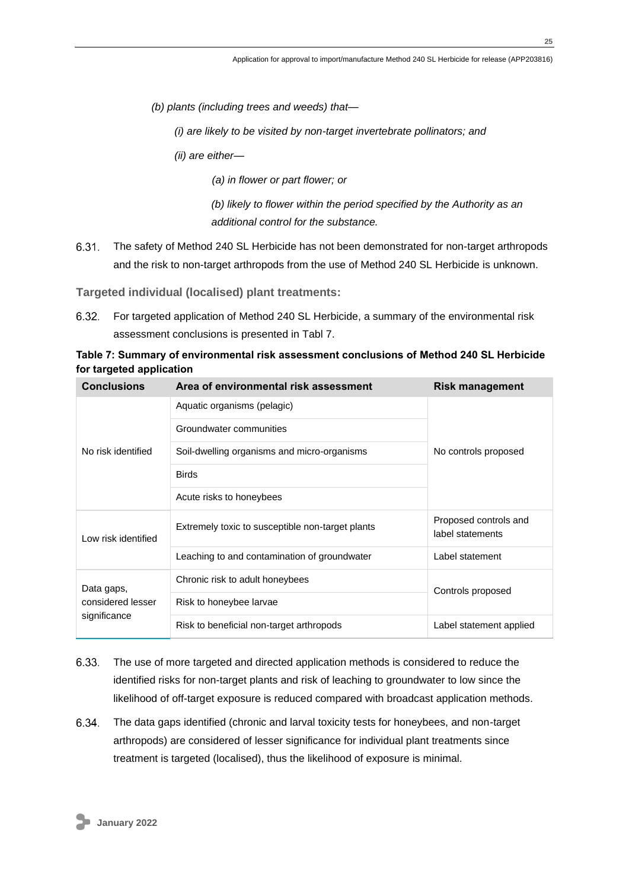*(b) plants (including trees and weeds) that—*

*(i) are likely to be visited by non-target invertebrate pollinators; and*

*(ii) are either—*

*(a) in flower or part flower; or*

*(b) likely to flower within the period specified by the Authority as an additional control for the substance.*

6.31. The safety of Method 240 SL Herbicide has not been demonstrated for non-target arthropods and the risk to non-target arthropods from the use of Method 240 SL Herbicide is unknown.

### Targeted individual (localised) plant treatments:

6.32. For targeted application of Method 240 SL Herbicide, a summary of the environmental risk assessment conclusions is presented in Tabl 7.

**Table 7: Summary of environmental risk assessment conclusions of Method 240 SL Herbicide for targeted application**

| Conclusions | Area of environmental risk assessment | Risk management |
|---|---|---|
| No risk identified | Aquatic organisms (pelagic) | No controls proposed |
| | Groundwater communities | |
| | Soil-dwelling organisms and micro-organisms | |
| | Birds | |
| | Acute risks to honeybees | |
| Low risk identified | Extremely toxic to susceptible non-target plants | Proposed controls and label statements |
| | Leaching to and contamination of groundwater | Label statement |
| Data gaps, considered lesser significance | Chronic risk to adult honeybees | Controls proposed |
| | Risk to honeybee larvae | |
| | Risk to beneficial non-target arthropods | Label statement applied |

6.33. The use of more targeted and directed application methods is considered to reduce the identified risks for non-target plants and risk of leaching to groundwater to low since the likelihood of off-target exposure is reduced compared with broadcast application methods.

6.34. The data gaps identified (chronic and larval toxicity tests for honeybees, and non-target arthropods) are considered of lesser significance for individual plant treatments since treatment is targeted (localised), thus the likelihood of exposure is minimal.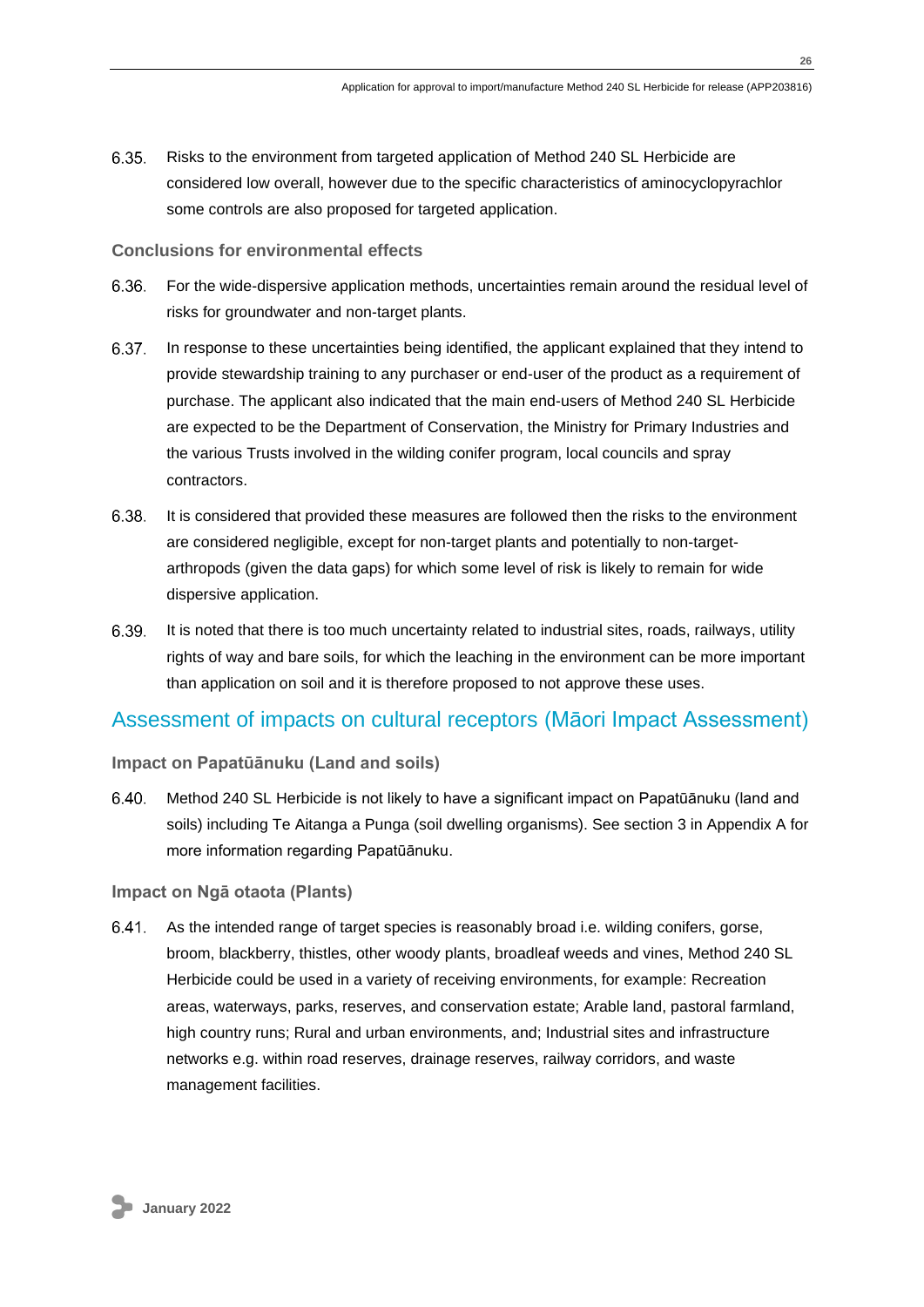6.35. Risks to the environment from targeted application of Method 240 SL Herbicide are considered low overall, however due to the specific characteristics of aminocyclopyrachlor some controls are also proposed for targeted application.

### Conclusions for environmental effects

6.36. For the wide-dispersive application methods, uncertainties remain around the residual level of risks for groundwater and non-target plants.

6.37. In response to these uncertainties being identified, the applicant explained that they intend to provide stewardship training to any purchaser or end-user of the product as a requirement of purchase. The applicant also indicated that the main end-users of Method 240 SL Herbicide are expected to be the Department of Conservation, the Ministry for Primary Industries and the various Trusts involved in the wilding conifer program, local councils and spray contractors.

6.38. It is considered that provided these measures are followed then the risks to the environment are considered negligible, except for non-target plants and potentially to non-target-arthropods (given the data gaps) for which some level of risk is likely to remain for wide dispersive application.

6.39. It is noted that there is too much uncertainty related to industrial sites, roads, railways, utility rights of way and bare soils, for which the leaching in the environment can be more important than application on soil and it is therefore proposed to not approve these uses.

## Assessment of impacts on cultural receptors (Māori Impact Assessment)

### Impact on Papatūānuku (Land and soils)

6.40. Method 240 SL Herbicide is not likely to have a significant impact on Papatūānuku (land and soils) including Te Aitanga a Punga (soil dwelling organisms). See section 3 in Appendix A for more information regarding Papatūānuku.

### Impact on Ngā otaota (Plants)

6.41. As the intended range of target species is reasonably broad i.e. wilding conifers, gorse, broom, blackberry, thistles, other woody plants, broadleaf weeds and vines, Method 240 SL Herbicide could be used in a variety of receiving environments, for example: Recreation areas, waterways, parks, reserves, and conservation estate; Arable land, pastoral farmland, high country runs; Rural and urban environments, and; Industrial sites and infrastructure networks e.g. within road reserves, drainage reserves, railway corridors, and waste management facilities.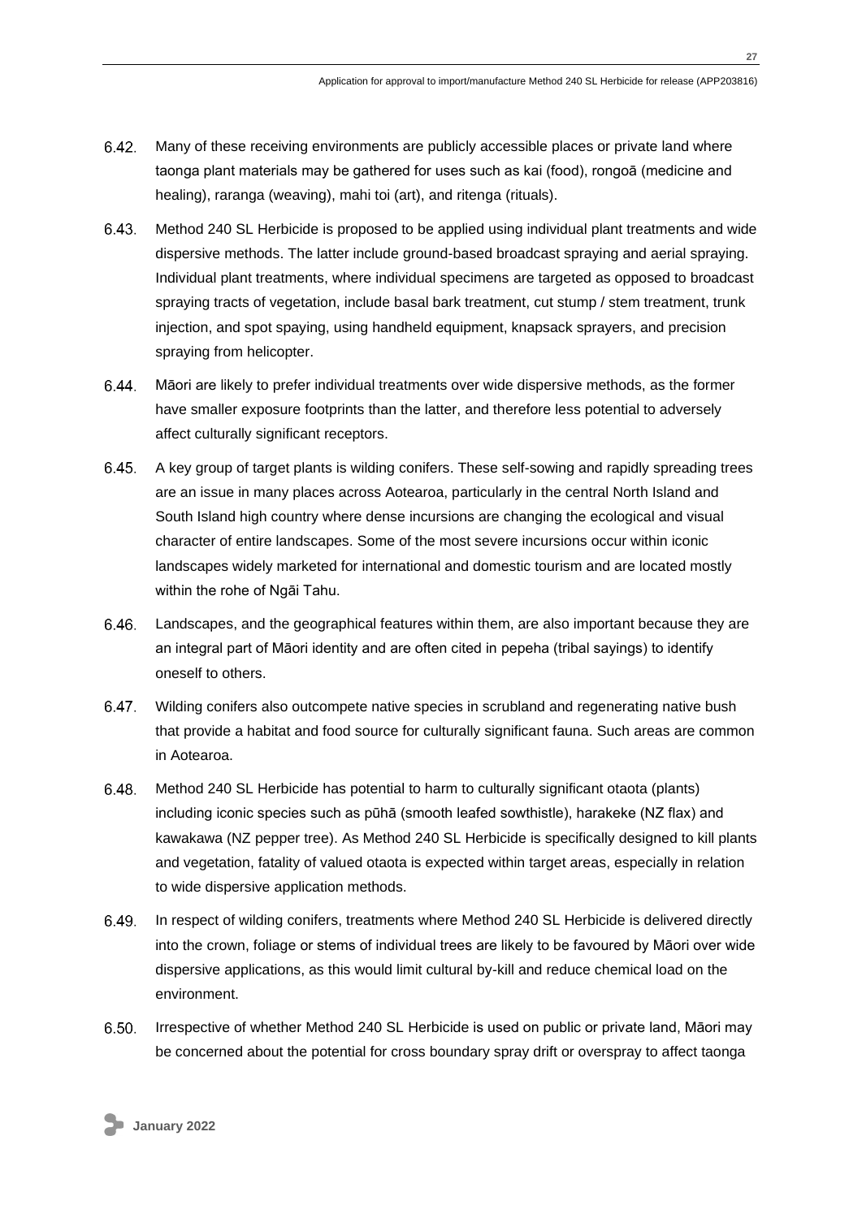6.42. Many of these receiving environments are publicly accessible places or private land where taonga plant materials may be gathered for uses such as kai (food), rongoā (medicine and healing), raranga (weaving), mahi toi (art), and ritenga (rituals).

6.43. Method 240 SL Herbicide is proposed to be applied using individual plant treatments and wide dispersive methods. The latter include ground-based broadcast spraying and aerial spraying. Individual plant treatments, where individual specimens are targeted as opposed to broadcast spraying tracts of vegetation, include basal bark treatment, cut stump / stem treatment, trunk injection, and spot spaying, using handheld equipment, knapsack sprayers, and precision spraying from helicopter.

6.44. Māori are likely to prefer individual treatments over wide dispersive methods, as the former have smaller exposure footprints than the latter, and therefore less potential to adversely affect culturally significant receptors.

6.45. A key group of target plants is wilding conifers. These self-sowing and rapidly spreading trees are an issue in many places across Aotearoa, particularly in the central North Island and South Island high country where dense incursions are changing the ecological and visual character of entire landscapes. Some of the most severe incursions occur within iconic landscapes widely marketed for international and domestic tourism and are located mostly within the rohe of Ngāi Tahu.

6.46. Landscapes, and the geographical features within them, are also important because they are an integral part of Māori identity and are often cited in pepeha (tribal sayings) to identify oneself to others.

6.47. Wilding conifers also outcompete native species in scrubland and regenerating native bush that provide a habitat and food source for culturally significant fauna. Such areas are common in Aotearoa.

6.48. Method 240 SL Herbicide has potential to harm to culturally significant otaota (plants) including iconic species such as pūhā (smooth leafed sowthistle), harakeke (NZ flax) and kawakawa (NZ pepper tree). As Method 240 SL Herbicide is specifically designed to kill plants and vegetation, fatality of valued otaota is expected within target areas, especially in relation to wide dispersive application methods.

6.49. In respect of wilding conifers, treatments where Method 240 SL Herbicide is delivered directly into the crown, foliage or stems of individual trees are likely to be favoured by Māori over wide dispersive applications, as this would limit cultural by-kill and reduce chemical load on the environment.

6.50. Irrespective of whether Method 240 SL Herbicide is used on public or private land, Māori may be concerned about the potential for cross boundary spray drift or overspray to affect taonga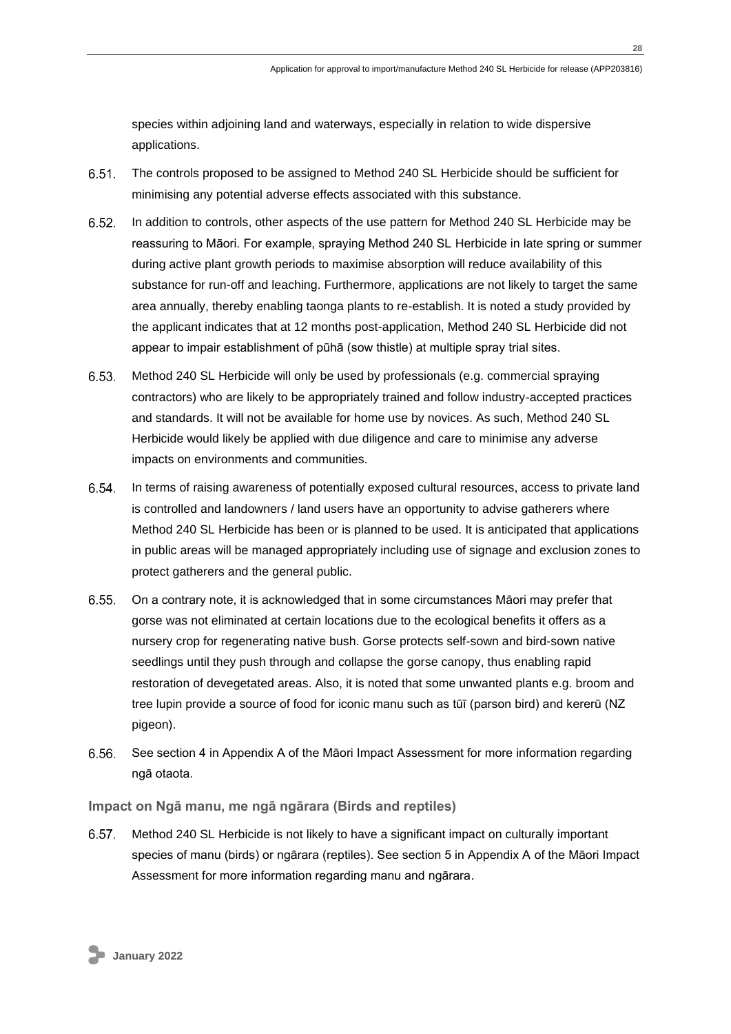species within adjoining land and waterways, especially in relation to wide dispersive applications.

6.51. The controls proposed to be assigned to Method 240 SL Herbicide should be sufficient for minimising any potential adverse effects associated with this substance.

6.52. In addition to controls, other aspects of the use pattern for Method 240 SL Herbicide may be reassuring to Māori. For example, spraying Method 240 SL Herbicide in late spring or summer during active plant growth periods to maximise absorption will reduce availability of this substance for run-off and leaching. Furthermore, applications are not likely to target the same area annually, thereby enabling taonga plants to re-establish. It is noted a study provided by the applicant indicates that at 12 months post-application, Method 240 SL Herbicide did not appear to impair establishment of pūhā (sow thistle) at multiple spray trial sites.

6.53. Method 240 SL Herbicide will only be used by professionals (e.g. commercial spraying contractors) who are likely to be appropriately trained and follow industry-accepted practices and standards. It will not be available for home use by novices. As such, Method 240 SL Herbicide would likely be applied with due diligence and care to minimise any adverse impacts on environments and communities.

6.54. In terms of raising awareness of potentially exposed cultural resources, access to private land is controlled and landowners / land users have an opportunity to advise gatherers where Method 240 SL Herbicide has been or is planned to be used. It is anticipated that applications in public areas will be managed appropriately including use of signage and exclusion zones to protect gatherers and the general public.

6.55. On a contrary note, it is acknowledged that in some circumstances Māori may prefer that gorse was not eliminated at certain locations due to the ecological benefits it offers as a nursery crop for regenerating native bush. Gorse protects self-sown and bird-sown native seedlings until they push through and collapse the gorse canopy, thus enabling rapid restoration of devegetated areas. Also, it is noted that some unwanted plants e.g. broom and tree lupin provide a source of food for iconic manu such as tūī (parson bird) and kererū (NZ pigeon).

6.56. See section 4 in Appendix A of the Māori Impact Assessment for more information regarding ngā otaota.

### Impact on Ngā manu, me ngā ngārara (Birds and reptiles)

6.57. Method 240 SL Herbicide is not likely to have a significant impact on culturally important species of manu (birds) or ngārara (reptiles). See section 5 in Appendix A of the Māori Impact Assessment for more information regarding manu and ngārara.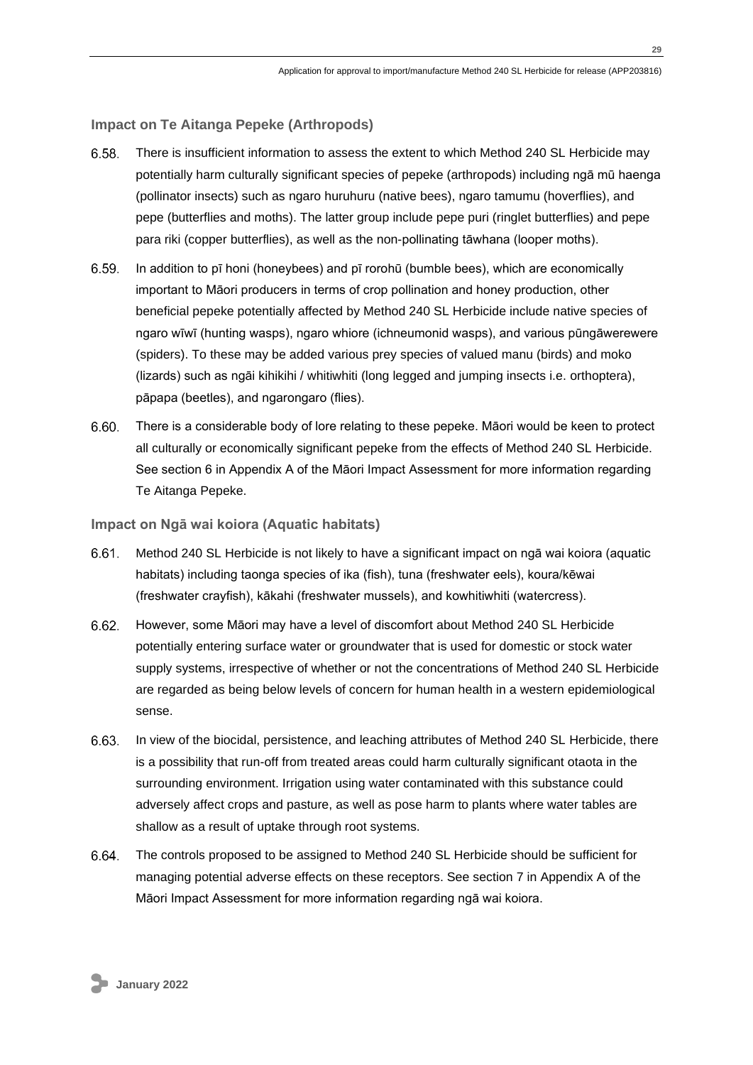### Impact on Te Aitanga Pepeke (Arthropods)

6.58. There is insufficient information to assess the extent to which Method 240 SL Herbicide may potentially harm culturally significant species of pepeke (arthropods) including ngā mū haenga (pollinator insects) such as ngaro huruhuru (native bees), ngaro tamumu (hoverflies), and pepe (butterflies and moths). The latter group include pepe puri (ringlet butterflies) and pepe para riki (copper butterflies), as well as the non-pollinating tāwhana (looper moths).

6.59. In addition to pī honi (honeybees) and pī rorohū (bumble bees), which are economically important to Māori producers in terms of crop pollination and honey production, other beneficial pepeke potentially affected by Method 240 SL Herbicide include native species of ngaro wīwī (hunting wasps), ngaro whiore (ichneumonid wasps), and various pūngāwerewere (spiders). To these may be added various prey species of valued manu (birds) and moko (lizards) such as ngāi kihikihi / whitiwhiti (long legged and jumping insects i.e. orthoptera), pāpapa (beetles), and ngarongaro (flies).

6.60. There is a considerable body of lore relating to these pepeke. Māori would be keen to protect all culturally or economically significant pepeke from the effects of Method 240 SL Herbicide. See section 6 in Appendix A of the Māori Impact Assessment for more information regarding Te Aitanga Pepeke.

### Impact on Ngā wai koiora (Aquatic habitats)

6.61. Method 240 SL Herbicide is not likely to have a significant impact on ngā wai koiora (aquatic habitats) including taonga species of ika (fish), tuna (freshwater eels), koura/kēwai (freshwater crayfish), kākahi (freshwater mussels), and kowhitiwhiti (watercress).

6.62. However, some Māori may have a level of discomfort about Method 240 SL Herbicide potentially entering surface water or groundwater that is used for domestic or stock water supply systems, irrespective of whether or not the concentrations of Method 240 SL Herbicide are regarded as being below levels of concern for human health in a western epidemiological sense.

6.63. In view of the biocidal, persistence, and leaching attributes of Method 240 SL Herbicide, there is a possibility that run-off from treated areas could harm culturally significant otaota in the surrounding environment. Irrigation using water contaminated with this substance could adversely affect crops and pasture, as well as pose harm to plants where water tables are shallow as a result of uptake through root systems.

6.64. The controls proposed to be assigned to Method 240 SL Herbicide should be sufficient for managing potential adverse effects on these receptors. See section 7 in Appendix A of the Māori Impact Assessment for more information regarding ngā wai koiora.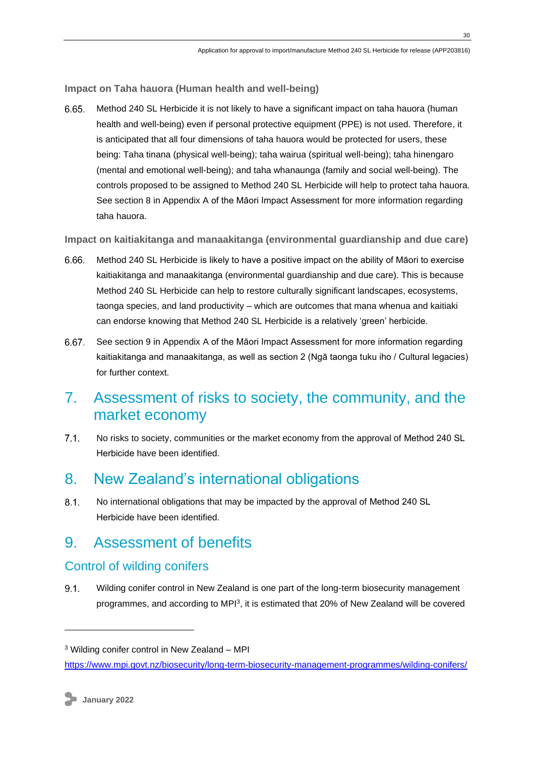### Impact on Taha hauora (Human health and well-being)

6.65. Method 240 SL Herbicide it is not likely to have a significant impact on taha hauora (human health and well-being) even if personal protective equipment (PPE) is not used. Therefore, it is anticipated that all four dimensions of taha hauora would be protected for users, these being: Taha tinana (physical well-being); taha wairua (spiritual well-being); taha hinengaro (mental and emotional well-being); and taha whanaunga (family and social well-being). The controls proposed to be assigned to Method 240 SL Herbicide will help to protect taha hauora. See section 8 in Appendix A of the Māori Impact Assessment for more information regarding taha hauora.

### Impact on kaitiakitanga and manaakitanga (environmental guardianship and due care)

6.66. Method 240 SL Herbicide is likely to have a positive impact on the ability of Māori to exercise kaitiakitanga and manaakitanga (environmental guardianship and due care). This is because Method 240 SL Herbicide can help to restore culturally significant landscapes, ecosystems, taonga species, and land productivity – which are outcomes that mana whenua and kaitiaki can endorse knowing that Method 240 SL Herbicide is a relatively 'green' herbicide.

6.67. See section 9 in Appendix A of the Māori Impact Assessment for more information regarding kaitiakitanga and manaakitanga, as well as section 2 (Ngā taonga tuku iho / Cultural legacies) for further context.

# 7. Assessment of risks to society, the community, and the market economy

7.1. No risks to society, communities or the market economy from the approval of Method 240 SL Herbicide have been identified.

# 8. New Zealand's international obligations

8.1. No international obligations that may be impacted by the approval of Method 240 SL Herbicide have been identified.

# 9. Assessment of benefits

## Control of wilding conifers

9.1. Wilding conifer control in New Zealand is one part of the long-term biosecurity management programmes, and according to MPI[3], it is estimated that 20% of New Zealand will be covered

---

[3] Wilding conifer control in New Zealand – MPI https://www.mpi.govt.nz/biosecurity/long-term-biosecurity-management-programmes/wilding-conifers/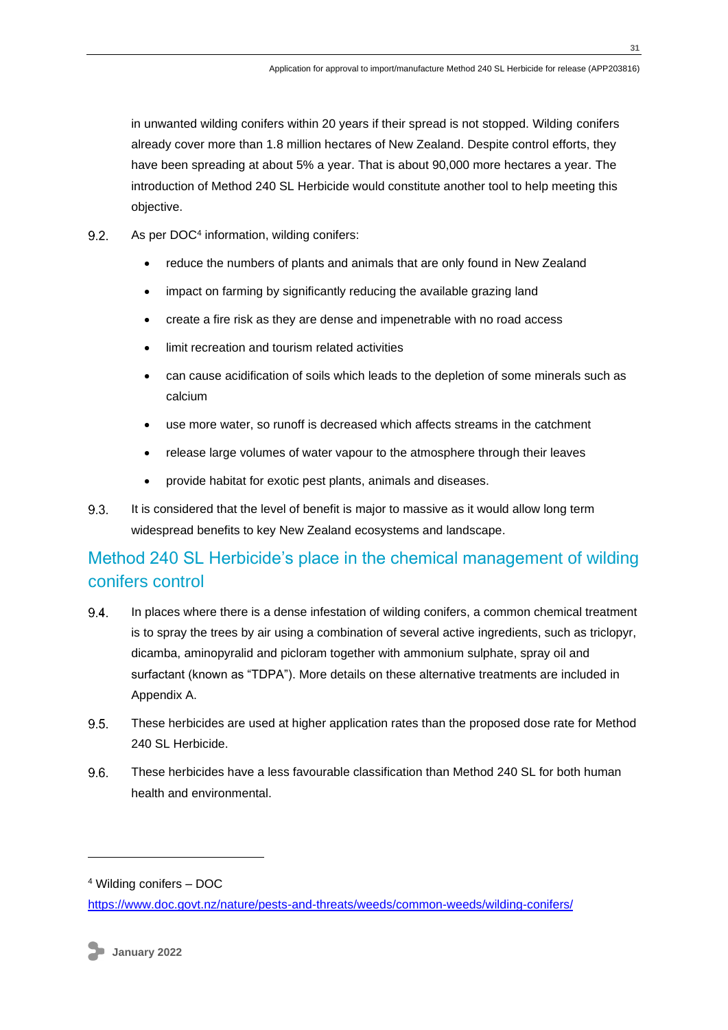in unwanted wilding conifers within 20 years if their spread is not stopped. Wilding conifers already cover more than 1.8 million hectares of New Zealand. Despite control efforts, they have been spreading at about 5% a year. That is about 90,000 more hectares a year. The introduction of Method 240 SL Herbicide would constitute another tool to help meeting this objective.

9.2. As per DOC[4] information, wilding conifers:

- reduce the numbers of plants and animals that are only found in New Zealand
- impact on farming by significantly reducing the available grazing land
- create a fire risk as they are dense and impenetrable with no road access
- limit recreation and tourism related activities
- can cause acidification of soils which leads to the depletion of some minerals such as calcium
- use more water, so runoff is decreased which affects streams in the catchment
- release large volumes of water vapour to the atmosphere through their leaves
- provide habitat for exotic pest plants, animals and diseases.

9.3. It is considered that the level of benefit is major to massive as it would allow long term widespread benefits to key New Zealand ecosystems and landscape.

## Method 240 SL Herbicide's place in the chemical management of wilding conifers control

9.4. In places where there is a dense infestation of wilding conifers, a common chemical treatment is to spray the trees by air using a combination of several active ingredients, such as triclopyr, dicamba, aminopyralid and picloram together with ammonium sulphate, spray oil and surfactant (known as "TDPA"). More details on these alternative treatments are included in Appendix A.

9.5. These herbicides are used at higher application rates than the proposed dose rate for Method 240 SL Herbicide.

9.6. These herbicides have a less favourable classification than Method 240 SL for both human health and environmental.

---

[4] Wilding conifers – DOC
https://www.doc.govt.nz/nature/pests-and-threats/weeds/common-weeds/wilding-conifers/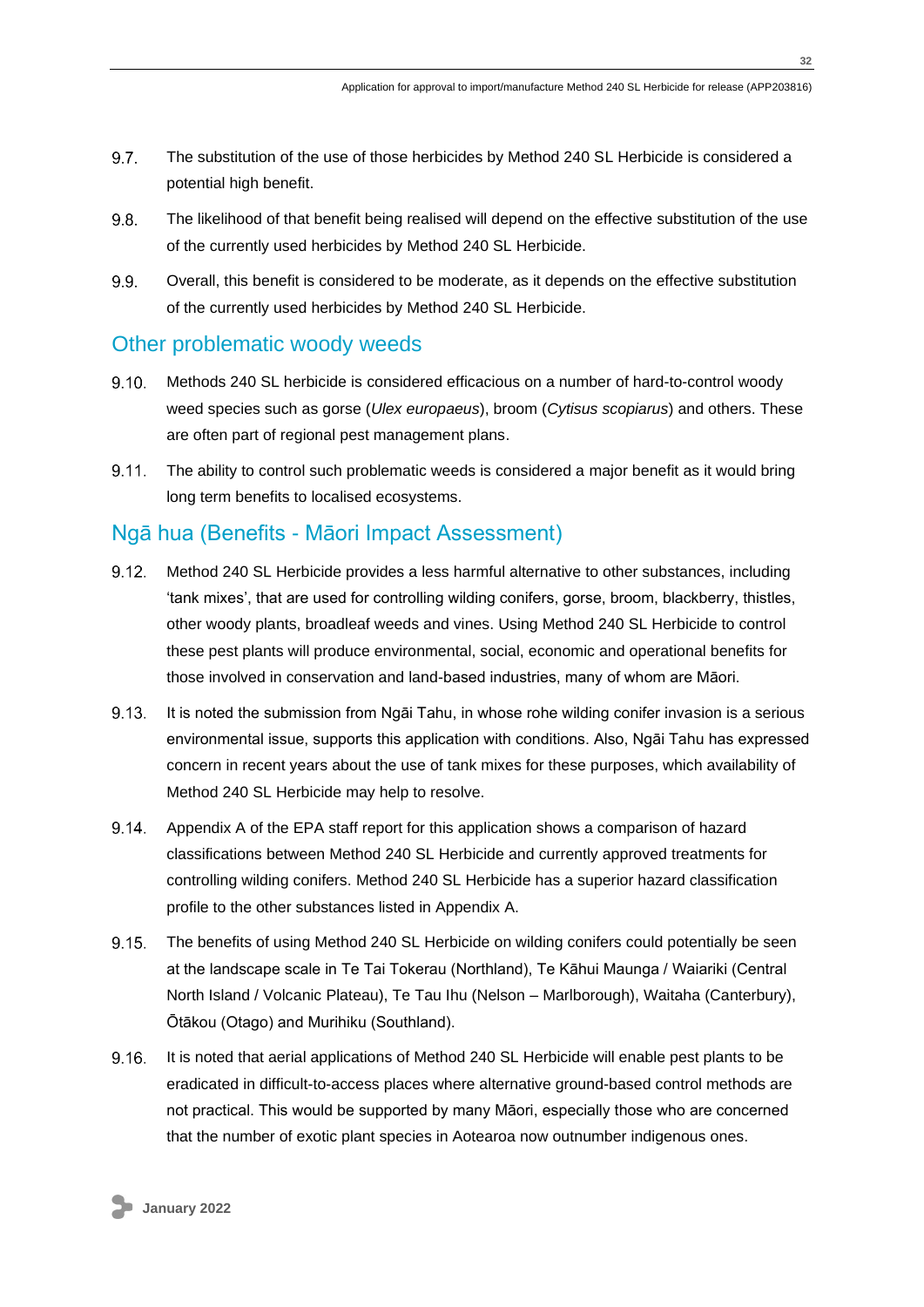9.7. The substitution of the use of those herbicides by Method 240 SL Herbicide is considered a potential high benefit.

9.8. The likelihood of that benefit being realised will depend on the effective substitution of the use of the currently used herbicides by Method 240 SL Herbicide.

9.9. Overall, this benefit is considered to be moderate, as it depends on the effective substitution of the currently used herbicides by Method 240 SL Herbicide.

## Other problematic woody weeds

9.10. Methods 240 SL herbicide is considered efficacious on a number of hard-to-control woody weed species such as gorse (*Ulex europaeus*), broom (*Cytisus scopiarus*) and others. These are often part of regional pest management plans.

9.11. The ability to control such problematic weeds is considered a major benefit as it would bring long term benefits to localised ecosystems.

## Ngā hua (Benefits - Māori Impact Assessment)

9.12. Method 240 SL Herbicide provides a less harmful alternative to other substances, including 'tank mixes', that are used for controlling wilding conifers, gorse, broom, blackberry, thistles, other woody plants, broadleaf weeds and vines. Using Method 240 SL Herbicide to control these pest plants will produce environmental, social, economic and operational benefits for those involved in conservation and land-based industries, many of whom are Māori.

9.13. It is noted the submission from Ngāi Tahu, in whose rohe wilding conifer invasion is a serious environmental issue, supports this application with conditions. Also, Ngāi Tahu has expressed concern in recent years about the use of tank mixes for these purposes, which availability of Method 240 SL Herbicide may help to resolve.

9.14. Appendix A of the EPA staff report for this application shows a comparison of hazard classifications between Method 240 SL Herbicide and currently approved treatments for controlling wilding conifers. Method 240 SL Herbicide has a superior hazard classification profile to the other substances listed in Appendix A.

9.15. The benefits of using Method 240 SL Herbicide on wilding conifers could potentially be seen at the landscape scale in Te Tai Tokerau (Northland), Te Kāhui Maunga / Waiariki (Central North Island / Volcanic Plateau), Te Tau Ihu (Nelson – Marlborough), Waitaha (Canterbury), Ōtākou (Otago) and Murihiku (Southland).

9.16. It is noted that aerial applications of Method 240 SL Herbicide will enable pest plants to be eradicated in difficult-to-access places where alternative ground-based control methods are not practical. This would be supported by many Māori, especially those who are concerned that the number of exotic plant species in Aotearoa now outnumber indigenous ones.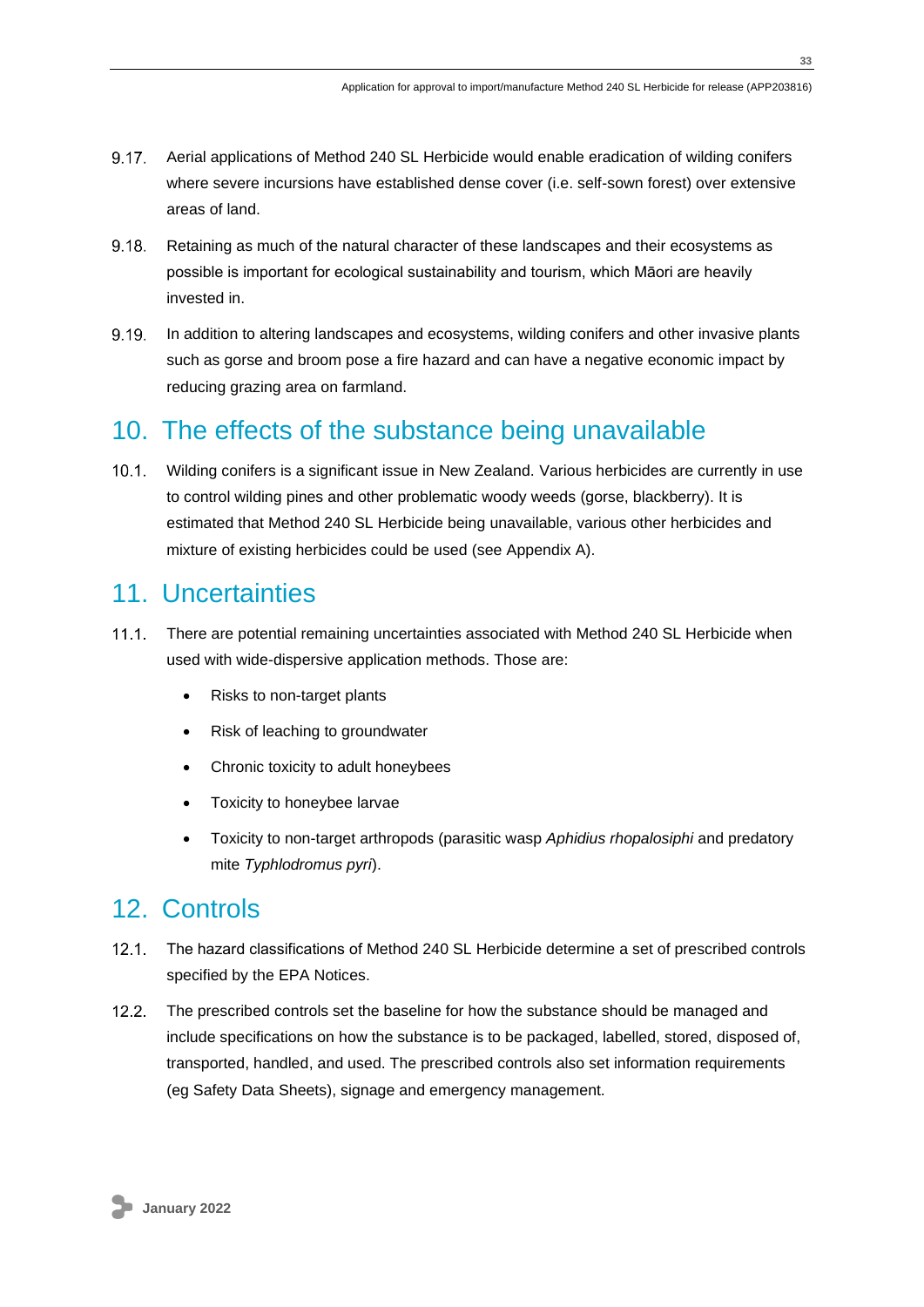9.17. Aerial applications of Method 240 SL Herbicide would enable eradication of wilding conifers where severe incursions have established dense cover (i.e. self-sown forest) over extensive areas of land.

9.18. Retaining as much of the natural character of these landscapes and their ecosystems as possible is important for ecological sustainability and tourism, which Māori are heavily invested in.

9.19. In addition to altering landscapes and ecosystems, wilding conifers and other invasive plants such as gorse and broom pose a fire hazard and can have a negative economic impact by reducing grazing area on farmland.

# 10. The effects of the substance being unavailable

10.1. Wilding conifers is a significant issue in New Zealand. Various herbicides are currently in use to control wilding pines and other problematic woody weeds (gorse, blackberry). It is estimated that Method 240 SL Herbicide being unavailable, various other herbicides and mixture of existing herbicides could be used (see Appendix A).

# 11. Uncertainties

11.1. There are potential remaining uncertainties associated with Method 240 SL Herbicide when used with wide-dispersive application methods. Those are:

- Risks to non-target plants
- Risk of leaching to groundwater
- Chronic toxicity to adult honeybees
- Toxicity to honeybee larvae
- Toxicity to non-target arthropods (parasitic wasp *Aphidius rhopalosiphi* and predatory mite *Typhlodromus pyri*).

# 12. Controls

12.1. The hazard classifications of Method 240 SL Herbicide determine a set of prescribed controls specified by the EPA Notices.

12.2. The prescribed controls set the baseline for how the substance should be managed and include specifications on how the substance is to be packaged, labelled, stored, disposed of, transported, handled, and used. The prescribed controls also set information requirements (eg Safety Data Sheets), signage and emergency management.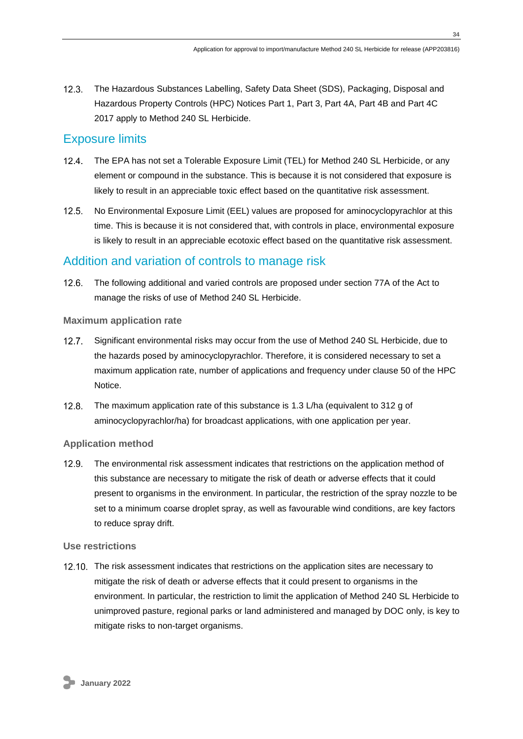12.3. The Hazardous Substances Labelling, Safety Data Sheet (SDS), Packaging, Disposal and Hazardous Property Controls (HPC) Notices Part 1, Part 3, Part 4A, Part 4B and Part 4C 2017 apply to Method 240 SL Herbicide.

## Exposure limits

12.4. The EPA has not set a Tolerable Exposure Limit (TEL) for Method 240 SL Herbicide, or any element or compound in the substance. This is because it is not considered that exposure is likely to result in an appreciable toxic effect based on the quantitative risk assessment.

12.5. No Environmental Exposure Limit (EEL) values are proposed for aminocyclopyrachlor at this time. This is because it is not considered that, with controls in place, environmental exposure is likely to result in an appreciable ecotoxic effect based on the quantitative risk assessment.

## Addition and variation of controls to manage risk

12.6. The following additional and varied controls are proposed under section 77A of the Act to manage the risks of use of Method 240 SL Herbicide.

### Maximum application rate

12.7. Significant environmental risks may occur from the use of Method 240 SL Herbicide, due to the hazards posed by aminocyclopyrachlor. Therefore, it is considered necessary to set a maximum application rate, number of applications and frequency under clause 50 of the HPC Notice.

12.8. The maximum application rate of this substance is 1.3 L/ha (equivalent to 312 g of aminocyclopyrachlor/ha) for broadcast applications, with one application per year.

### Application method

12.9. The environmental risk assessment indicates that restrictions on the application method of this substance are necessary to mitigate the risk of death or adverse effects that it could present to organisms in the environment. In particular, the restriction of the spray nozzle to be set to a minimum coarse droplet spray, as well as favourable wind conditions, are key factors to reduce spray drift.

### Use restrictions

12.10. The risk assessment indicates that restrictions on the application sites are necessary to mitigate the risk of death or adverse effects that it could present to organisms in the environment. In particular, the restriction to limit the application of Method 240 SL Herbicide to unimproved pasture, regional parks or land administered and managed by DOC only, is key to mitigate risks to non-target organisms.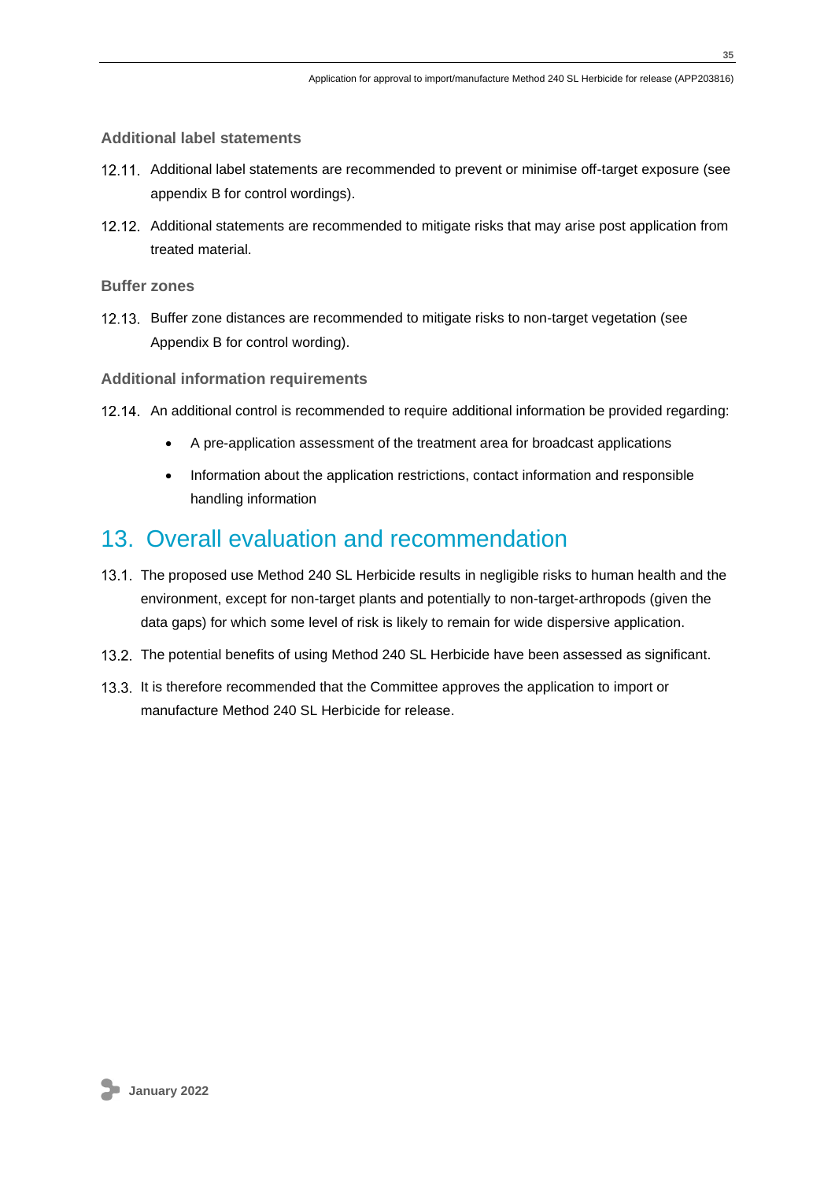### Additional label statements

12.11. Additional label statements are recommended to prevent or minimise off-target exposure (see appendix B for control wordings).

12.12. Additional statements are recommended to mitigate risks that may arise post application from treated material.

### Buffer zones

12.13. Buffer zone distances are recommended to mitigate risks to non-target vegetation (see Appendix B for control wording).

### Additional information requirements

12.14. An additional control is recommended to require additional information be provided regarding:

- A pre-application assessment of the treatment area for broadcast applications
- Information about the application restrictions, contact information and responsible handling information

## 13. Overall evaluation and recommendation

13.1. The proposed use Method 240 SL Herbicide results in negligible risks to human health and the environment, except for non-target plants and potentially to non-target-arthropods (given the data gaps) for which some level of risk is likely to remain for wide dispersive application.

13.2. The potential benefits of using Method 240 SL Herbicide have been assessed as significant.

13.3. It is therefore recommended that the Committee approves the application to import or manufacture Method 240 SL Herbicide for release.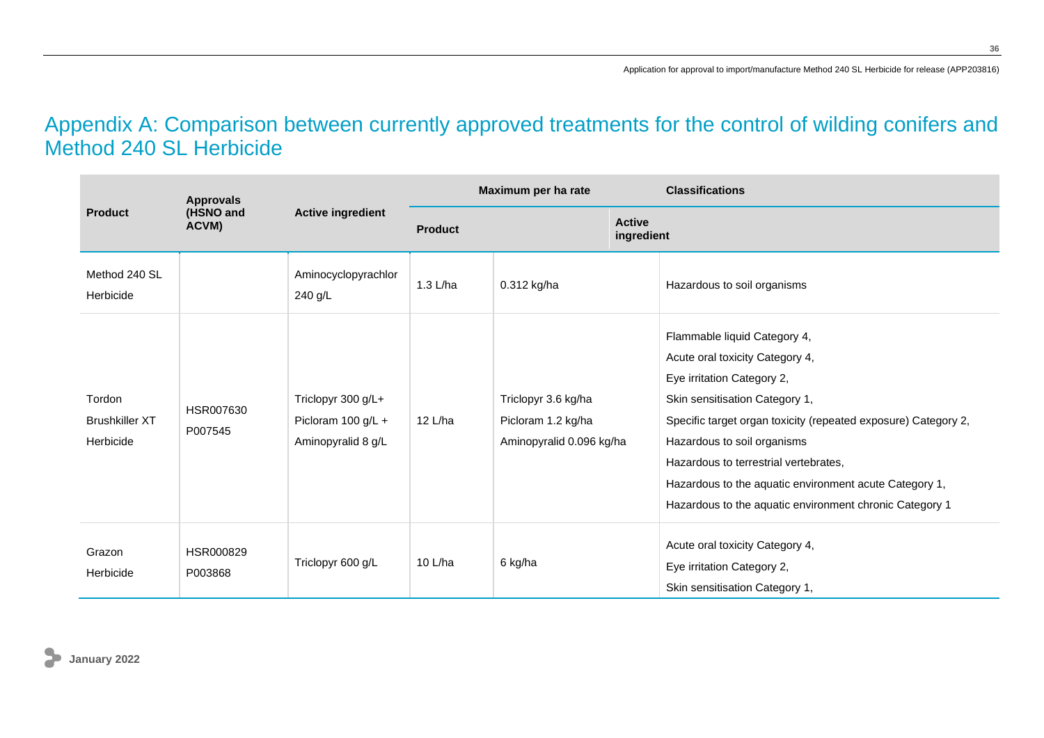# Appendix A: Comparison between currently approved treatments for the control of wilding conifers and Method 240 SL Herbicide

| Product | Approvals (HSNO and ACVM) | Active ingredient | Maximum per ha rate | | Classifications |
|---|---|---|---|---|---|
| | | | Product | Active ingredient | |
| Method 240 SL Herbicide | | Aminocyclopyrachlor 240 g/L | 1.3 L/ha | 0.312 kg/ha | Hazardous to soil organisms |
| Tordon Brushkiller XT Herbicide | HSR007630 P007545 | Triclopyr 300 g/L+ Picloram 100 g/L + Aminopyralid 8 g/L | 12 L/ha | Triclopyr 3.6 kg/ha Picloram 1.2 kg/ha Aminopyralid 0.096 kg/ha | Flammable liquid Category 4, Acute oral toxicity Category 4, Eye irritation Category 2, Skin sensitisation Category 1, Specific target organ toxicity (repeated exposure) Category 2, Hazardous to soil organisms Hazardous to terrestrial vertebrates, Hazardous to the aquatic environment acute Category 1, Hazardous to the aquatic environment chronic Category 1 |
| Grazon Herbicide | HSR000829 P003868 | Triclopyr 600 g/L | 10 L/ha | 6 kg/ha | Acute oral toxicity Category 4, Eye irritation Category 2, Skin sensitisation Category 1, |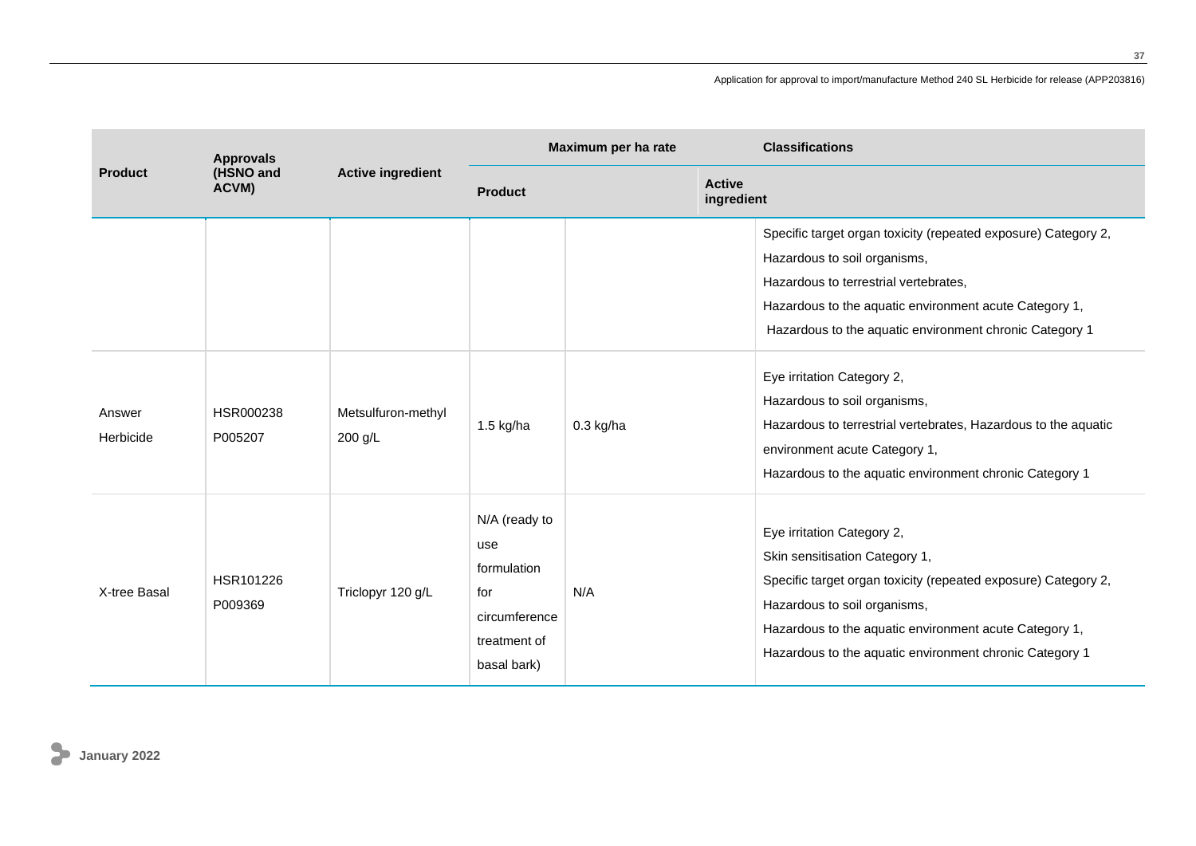| Product | Approvals (HSNO and ACVM) | Active ingredient | Maximum per ha rate | | Classifications |
|---|---|---|---|---|---|
| | | | Product | Active ingredient | |
| | | | | | Specific target organ toxicity (repeated exposure) Category 2,<br>Hazardous to soil organisms,<br>Hazardous to terrestrial vertebrates,<br>Hazardous to the aquatic environment acute Category 1,<br>Hazardous to the aquatic environment chronic Category 1 |
| Answer Herbicide | HSR000238<br>P005207 | Metsulfuron-methyl 200 g/L | 1.5 kg/ha | 0.3 kg/ha | Eye irritation Category 2,<br>Hazardous to soil organisms,<br>Hazardous to terrestrial vertebrates, Hazardous to the aquatic environment acute Category 1,<br>Hazardous to the aquatic environment chronic Category 1 |
| X-tree Basal | HSR101226<br>P009369 | Triclopyr 120 g/L | N/A (ready to use formulation for circumference treatment of basal bark) | N/A | Eye irritation Category 2,<br>Skin sensitisation Category 1,<br>Specific target organ toxicity (repeated exposure) Category 2,<br>Hazardous to soil organisms,<br>Hazardous to the aquatic environment acute Category 1,<br>Hazardous to the aquatic environment chronic Category 1 |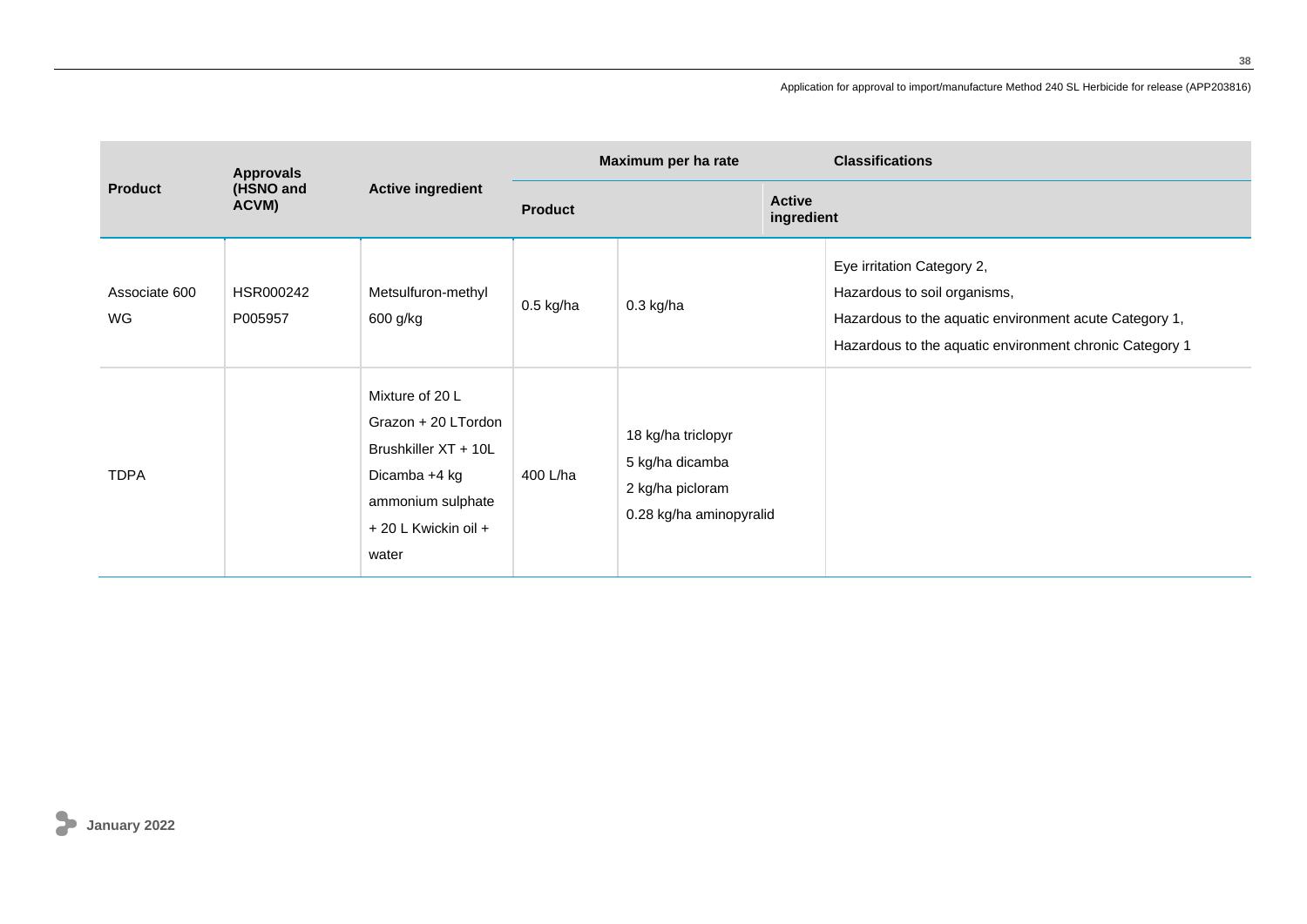| Product | Approvals (HSNO and ACVM) | Active ingredient | Maximum per ha rate | | Classifications |
|---|---|---|---|---|---|
| | | | Product | Active ingredient | |
| Associate 600 WG | HSR000242 P005957 | Metsulfuron-methyl 600 g/kg | 0.5 kg/ha | 0.3 kg/ha | Eye irritation Category 2, Hazardous to soil organisms, Hazardous to the aquatic environment acute Category 1, Hazardous to the aquatic environment chronic Category 1 |
| TDPA | | Mixture of 20 L Grazon + 20 LTordon Brushkiller XT + 10L Dicamba +4 kg ammonium sulphate + 20 L Kwickin oil + water | 400 L/ha | 18 kg/ha triclopyr<br>5 kg/ha dicamba<br>2 kg/ha picloram<br>0.28 kg/ha aminopyralid | |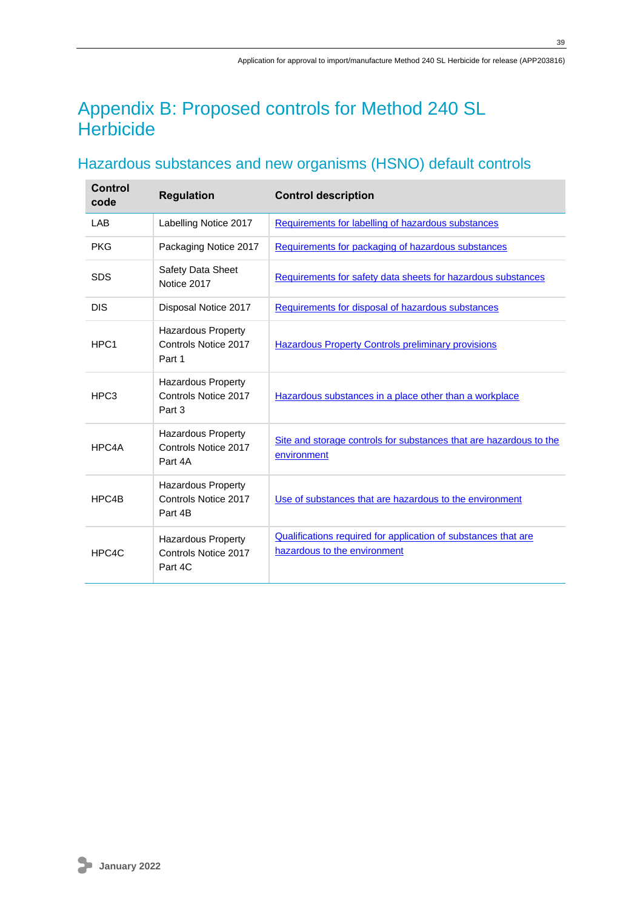# Appendix B: Proposed controls for Method 240 SL Herbicide

## Hazardous substances and new organisms (HSNO) default controls

| Control code | Regulation | Control description |
|---|---|---|
| LAB | Labelling Notice 2017 | Requirements for labelling of hazardous substances |
| PKG | Packaging Notice 2017 | Requirements for packaging of hazardous substances |
| SDS | Safety Data Sheet Notice 2017 | Requirements for safety data sheets for hazardous substances |
| DIS | Disposal Notice 2017 | Requirements for disposal of hazardous substances |
| HPC1 | Hazardous Property Controls Notice 2017 Part 1 | Hazardous Property Controls preliminary provisions |
| HPC3 | Hazardous Property Controls Notice 2017 Part 3 | Hazardous substances in a place other than a workplace |
| HPC4A | Hazardous Property Controls Notice 2017 Part 4A | Site and storage controls for substances that are hazardous to the environment |
| HPC4B | Hazardous Property Controls Notice 2017 Part 4B | Use of substances that are hazardous to the environment |
| HPC4C | Hazardous Property Controls Notice 2017 Part 4C | Qualifications required for application of substances that are hazardous to the environment |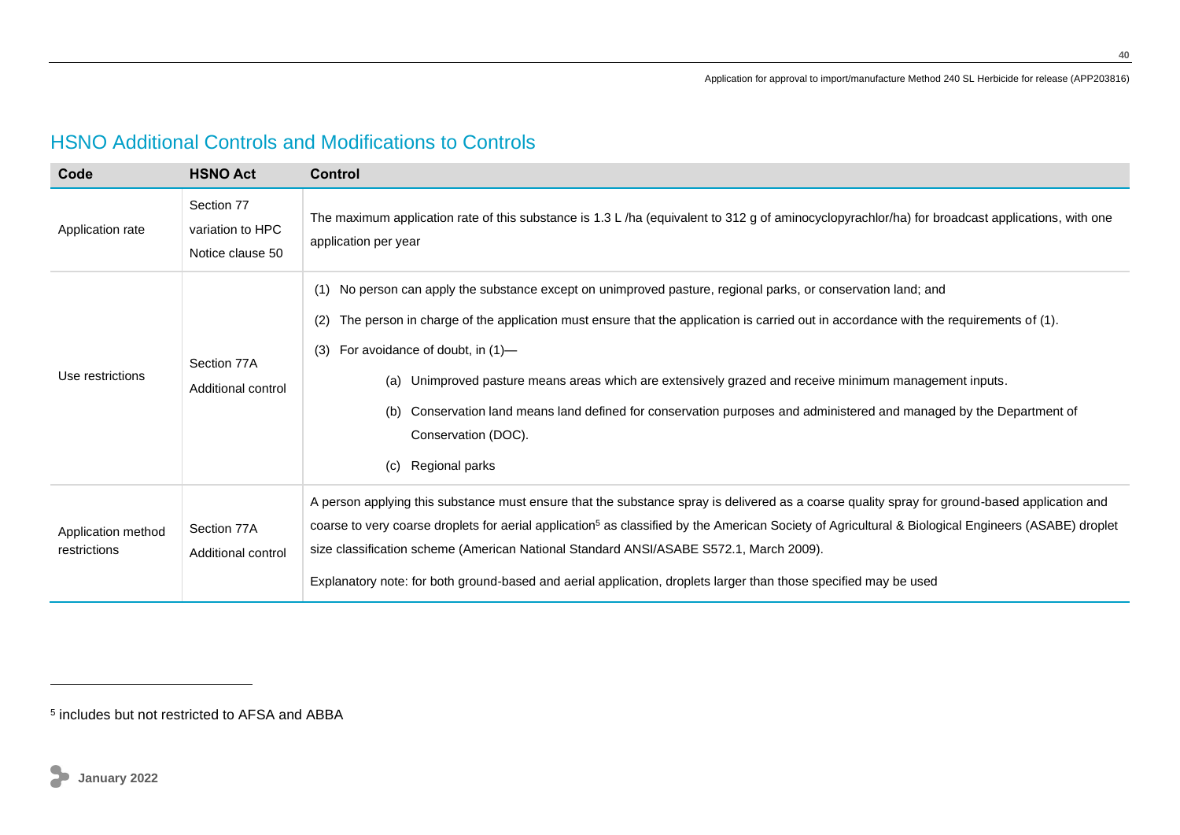## HSNO Additional Controls and Modifications to Controls

| Code | HSNO Act | Control |
|---|---|---|
| Application rate | Section 77 variation to HPC Notice clause 50 | The maximum application rate of this substance is 1.3 L /ha (equivalent to 312 g of aminocyclopyrachlor/ha) for broadcast applications, with one application per year |
| Use restrictions | Section 77A Additional control | (1) No person can apply the substance except on unimproved pasture, regional parks, or conservation land; and<br>(2) The person in charge of the application must ensure that the application is carried out in accordance with the requirements of (1).<br>(3) For avoidance of doubt, in (1)—<br>(a) Unimproved pasture means areas which are extensively grazed and receive minimum management inputs.<br>(b) Conservation land means land defined for conservation purposes and administered and managed by the Department of Conservation (DOC).<br>(c) Regional parks |
| Application method restrictions | Section 77A Additional control | A person applying this substance must ensure that the substance spray is delivered as a coarse quality spray for ground-based application and coarse to very coarse droplets for aerial application[5] as classified by the American Society of Agricultural & Biological Engineers (ASABE) droplet size classification scheme (American National Standard ANSI/ASABE S572.1, March 2009).<br>Explanatory note: for both ground-based and aerial application, droplets larger than those specified may be used |

[5] includes but not restricted to AFSA and ABBA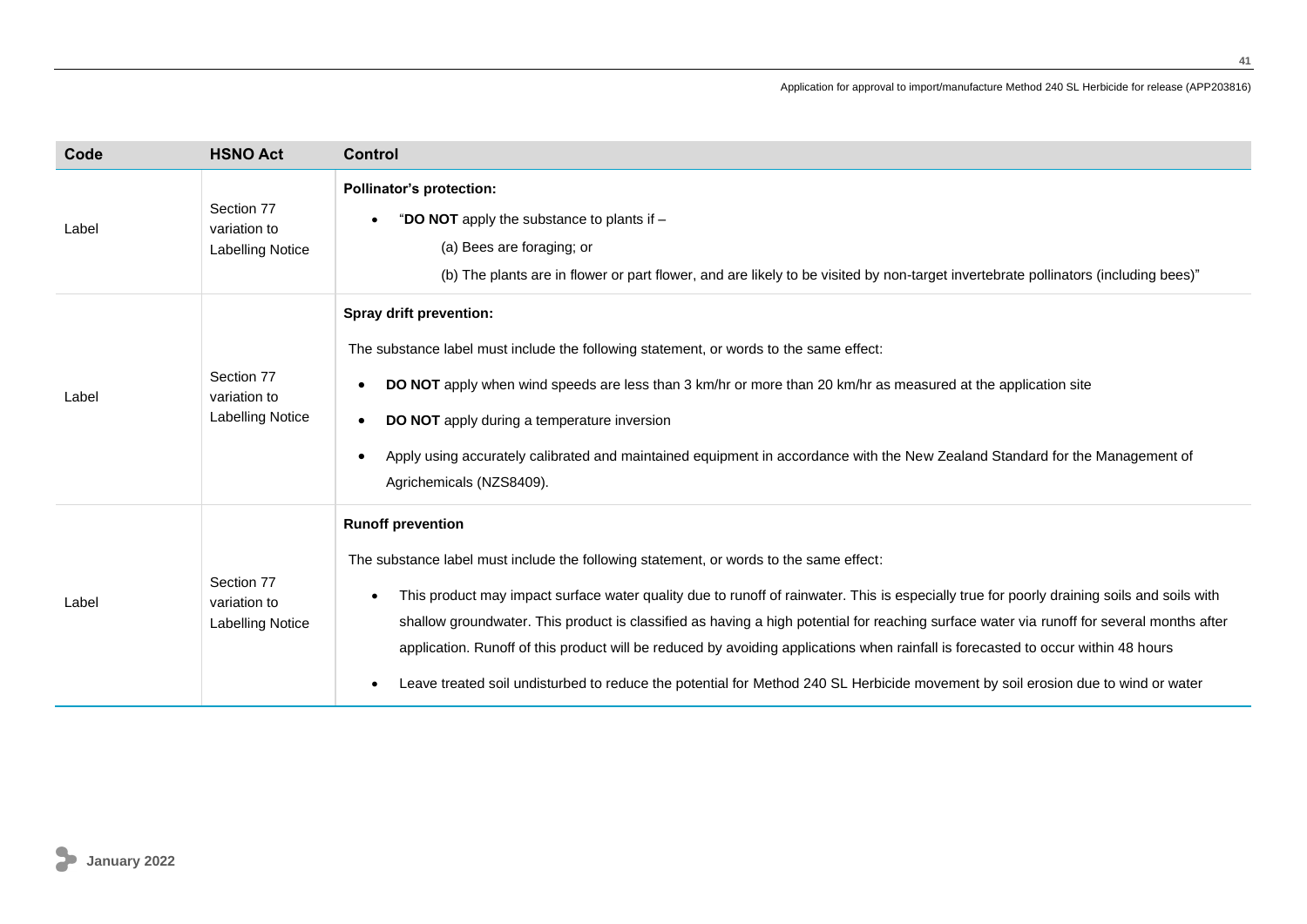| Code | HSNO Act | Control |
|---|---|---|
| Label | Section 77 variation to Labelling Notice | **Pollinator's protection:**<br>• "**DO NOT** apply the substance to plants if –<br>(a) Bees are foraging; or<br>(b) The plants are in flower or part flower, and are likely to be visited by non-target invertebrate pollinators (including bees)" |
| Label | Section 77 variation to Labelling Notice | **Spray drift prevention:**<br>The substance label must include the following statement, or words to the same effect:<br>• **DO NOT** apply when wind speeds are less than 3 km/hr or more than 20 km/hr as measured at the application site<br>• **DO NOT** apply during a temperature inversion<br>• Apply using accurately calibrated and maintained equipment in accordance with the New Zealand Standard for the Management of Agrichemicals (NZS8409). |
| Label | Section 77 variation to Labelling Notice | **Runoff prevention**<br>The substance label must include the following statement, or words to the same effect:<br>• This product may impact surface water quality due to runoff of rainwater. This is especially true for poorly draining soils and soils with shallow groundwater. This product is classified as having a high potential for reaching surface water via runoff for several months after application. Runoff of this product will be reduced by avoiding applications when rainfall is forecasted to occur within 48 hours<br>• Leave treated soil undisturbed to reduce the potential for Method 240 SL Herbicide movement by soil erosion due to wind or water |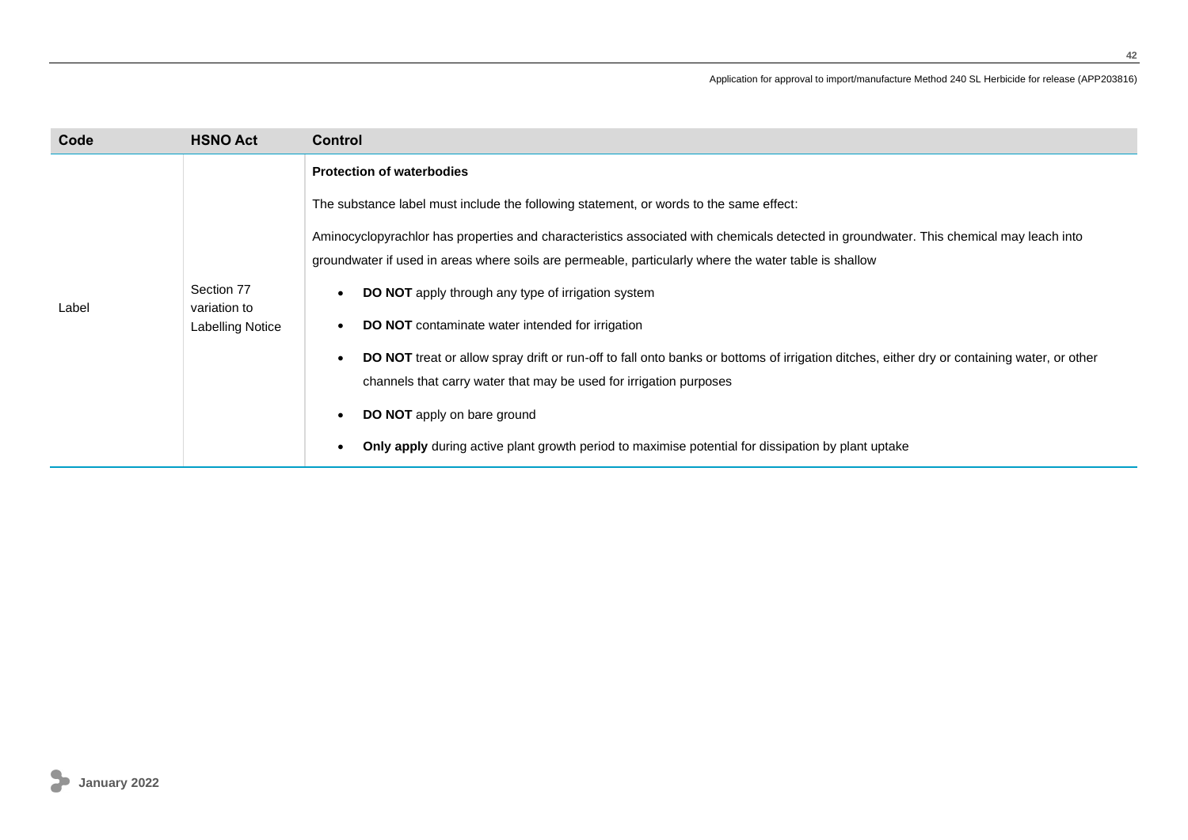| Code | HSNO Act | Control |
|---|---|---|
| Label | Section 77 variation to Labelling Notice | **Protection of waterbodies**<br><br>The substance label must include the following statement, or words to the same effect:<br><br>Aminocyclopyrachlor has properties and characteristics associated with chemicals detected in groundwater. This chemical may leach into groundwater if used in areas where soils are permeable, particularly where the water table is shallow<br><br>• **DO NOT** apply through any type of irrigation system<br>• **DO NOT** contaminate water intended for irrigation<br>• **DO NOT** treat or allow spray drift or run-off to fall onto banks or bottoms of irrigation ditches, either dry or containing water, or other channels that carry water that may be used for irrigation purposes<br>• **DO NOT** apply on bare ground<br>• **Only apply** during active plant growth period to maximise potential for dissipation by plant uptake |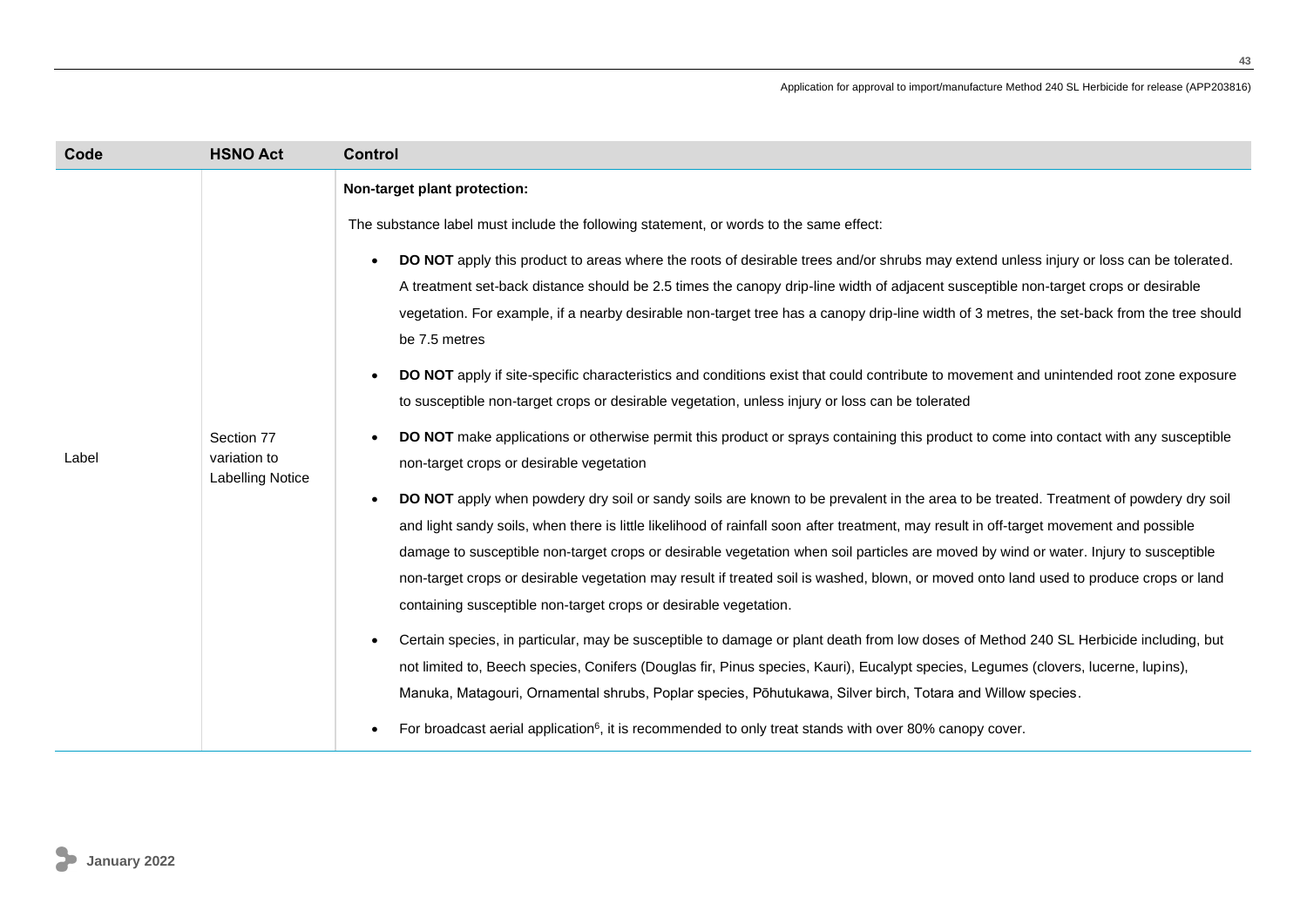| Code | HSNO Act | Control |
|---|---|---|
| Label | Section 77 variation to Labelling Notice | **Non-target plant protection:**<br><br>The substance label must include the following statement, or words to the same effect:<br><br>• **DO NOT** apply this product to areas where the roots of desirable trees and/or shrubs may extend unless injury or loss can be tolerated. A treatment set-back distance should be 2.5 times the canopy drip-line width of adjacent susceptible non-target crops or desirable vegetation. For example, if a nearby desirable non-target tree has a canopy drip-line width of 3 metres, the set-back from the tree should be 7.5 metres<br><br>• **DO NOT** apply if site-specific characteristics and conditions exist that could contribute to movement and unintended root zone exposure to susceptible non-target crops or desirable vegetation, unless injury or loss can be tolerated<br><br>• **DO NOT** make applications or otherwise permit this product or sprays containing this product to come into contact with any susceptible non-target crops or desirable vegetation<br><br>• **DO NOT** apply when powdery dry soil or sandy soils are known to be prevalent in the area to be treated. Treatment of powdery dry soil and light sandy soils, when there is little likelihood of rainfall soon after treatment, may result in off-target movement and possible damage to susceptible non-target crops or desirable vegetation when soil particles are moved by wind or water. Injury to susceptible non-target crops or desirable vegetation may result if treated soil is washed, blown, or moved onto land used to produce crops or land containing susceptible non-target crops or desirable vegetation.<br><br>• Certain species, in particular, may be susceptible to damage or plant death from low doses of Method 240 SL Herbicide including, but not limited to, Beech species, Conifers (Douglas fir, Pinus species, Kauri), Eucalypt species, Legumes (clovers, lucerne, lupins), Manuka, Matagouri, Ornamental shrubs, Poplar species, Pōhutukawa, Silver birch, Totara and Willow species.<br><br>• For broadcast aerial application[6], it is recommended to only treat stands with over 80% canopy cover. |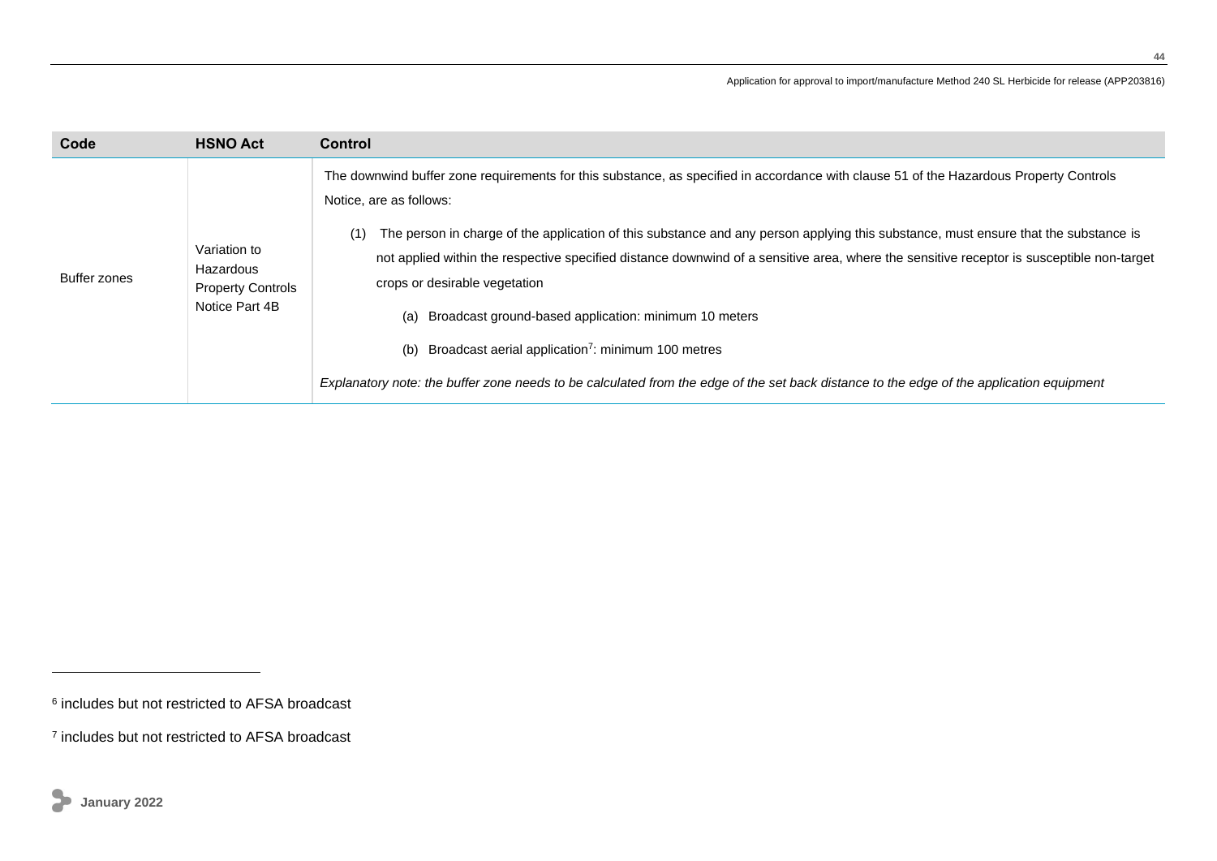| Code | HSNO Act | Control |
| --- | --- | --- |
| Buffer zones | Variation to Hazardous Property Controls Notice Part 4B | The downwind buffer zone requirements for this substance, as specified in accordance with clause 51 of the Hazardous Property Controls Notice, are as follows:<br><br>(1) The person in charge of the application of this substance and any person applying this substance, must ensure that the substance is not applied within the respective specified distance downwind of a sensitive area, where the sensitive receptor is susceptible non-target crops or desirable vegetation<br><br>(a) Broadcast ground-based application: minimum 10 meters<br><br>(b) Broadcast aerial application[7]: minimum 100 metres<br><br>*Explanatory note: the buffer zone needs to be calculated from the edge of the set back distance to the edge of the application equipment* |

[6] includes but not restricted to AFSA broadcast

[7] includes but not restricted to AFSA broadcast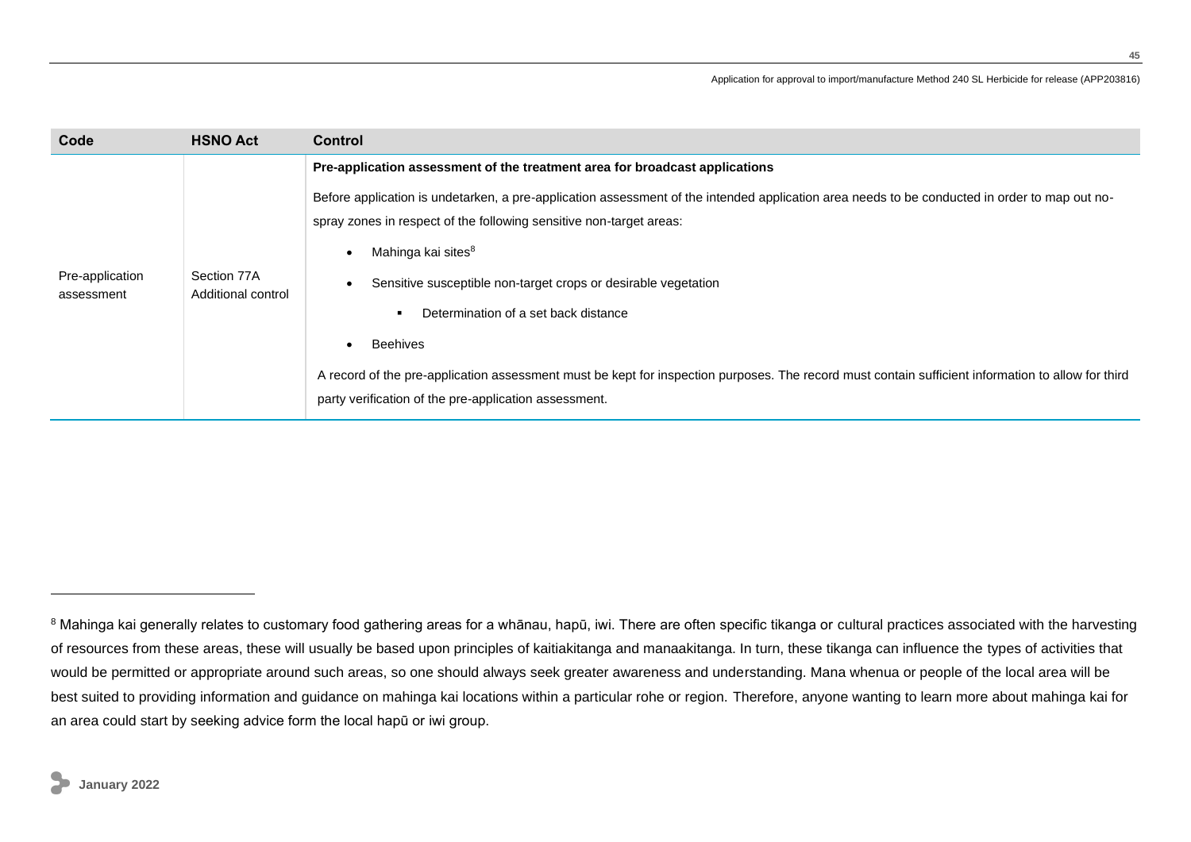| Code | HSNO Act | Control |
|---|---|---|
| Pre-application assessment | Section 77A Additional control | **Pre-application assessment of the treatment area for broadcast applications**<br><br>Before application is undetarken, a pre-application assessment of the intended application area needs to be conducted in order to map out no-spray zones in respect of the following sensitive non-target areas:<br><br>• Mahinga kai sites[8]<br>• Sensitive susceptible non-target crops or desirable vegetation<br>  ▪ Determination of a set back distance<br>• Beehives<br><br>A record of the pre-application assessment must be kept for inspection purposes. The record must contain sufficient information to allow for third party verification of the pre-application assessment. |

[8] Mahinga kai generally relates to customary food gathering areas for a whānau, hapū, iwi. There are often specific tikanga or cultural practices associated with the harvesting of resources from these areas, these will usually be based upon principles of kaitiakitanga and manaakitanga. In turn, these tikanga can influence the types of activities that would be permitted or appropriate around such areas, so one should always seek greater awareness and understanding. Mana whenua or people of the local area will be best suited to providing information and guidance on mahinga kai locations within a particular rohe or region. Therefore, anyone wanting to learn more about mahinga kai for an area could start by seeking advice form the local hapū or iwi group.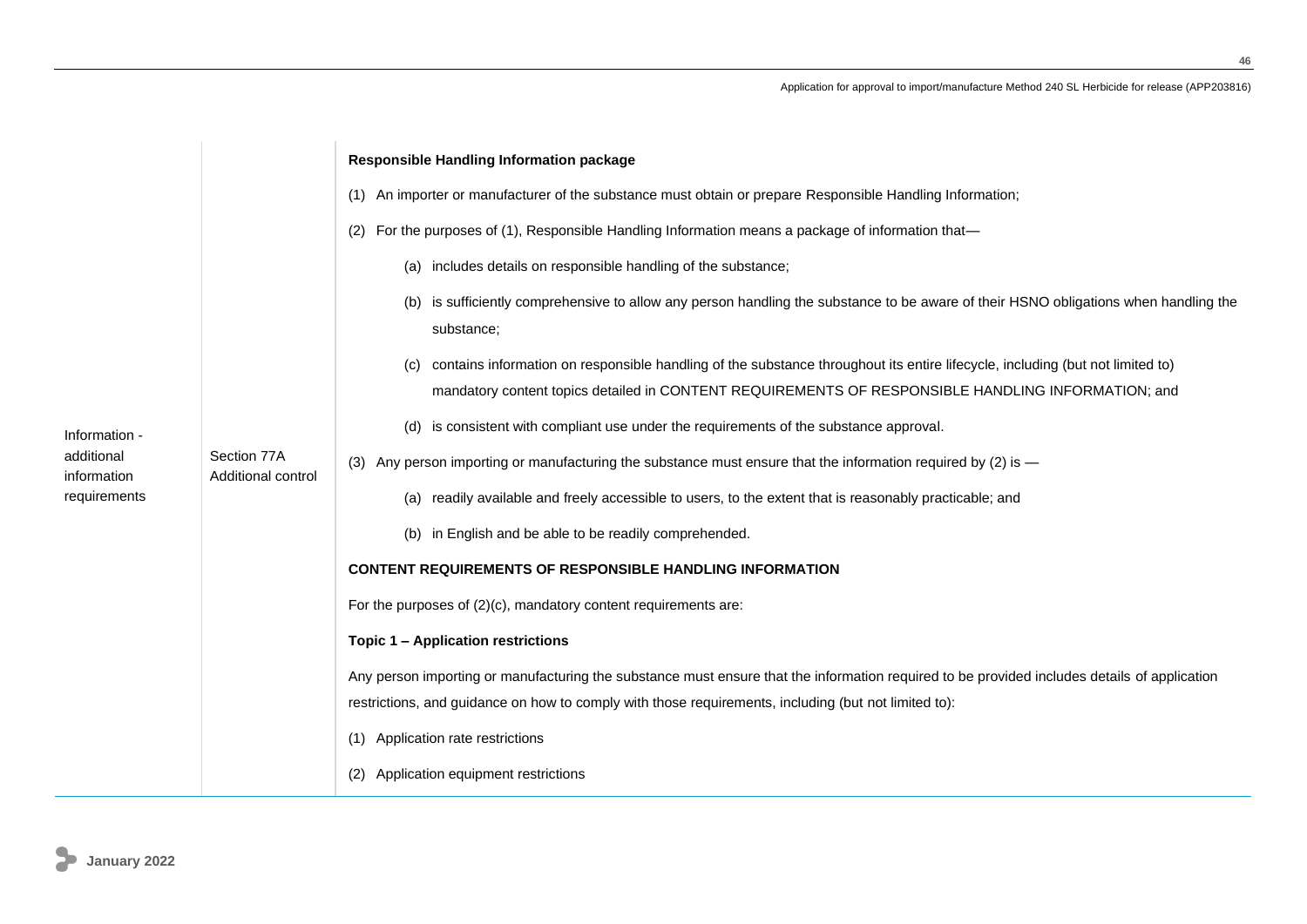| | | |
|---|---|---|
| Information - additional information requirements | Section 77A Additional control | **Responsible Handling Information package**<br><br>(1) An importer or manufacturer of the substance must obtain or prepare Responsible Handling Information;<br><br>(2) For the purposes of (1), Responsible Handling Information means a package of information that—<br><br>(a) includes details on responsible handling of the substance;<br><br>(b) is sufficiently comprehensive to allow any person handling the substance to be aware of their HSNO obligations when handling the substance;<br><br>(c) contains information on responsible handling of the substance throughout its entire lifecycle, including (but not limited to) mandatory content topics detailed in CONTENT REQUIREMENTS OF RESPONSIBLE HANDLING INFORMATION; and<br><br>(d) is consistent with compliant use under the requirements of the substance approval.<br><br>(3) Any person importing or manufacturing the substance must ensure that the information required by (2) is —<br><br>(a) readily available and freely accessible to users, to the extent that is reasonably practicable; and<br><br>(b) in English and be able to be readily comprehended.<br><br>**CONTENT REQUIREMENTS OF RESPONSIBLE HANDLING INFORMATION**<br><br>For the purposes of (2)(c), mandatory content requirements are:<br><br>**Topic 1 – Application restrictions**<br><br>Any person importing or manufacturing the substance must ensure that the information required to be provided includes details of application restrictions, and guidance on how to comply with those requirements, including (but not limited to):<br><br>(1) Application rate restrictions<br><br>(2) Application equipment restrictions |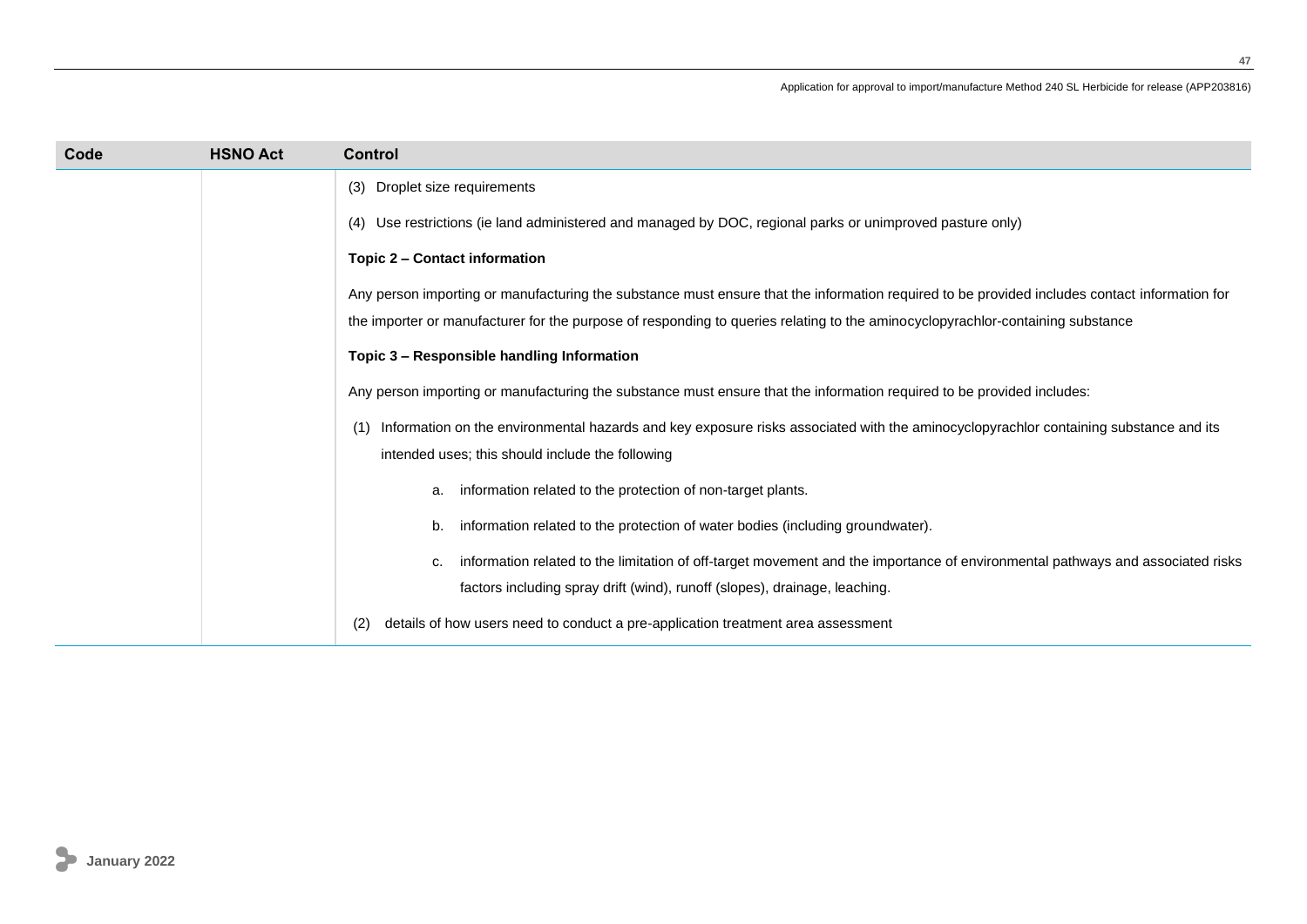| Code | HSNO Act | Control |
|---|---|---|
| | | (3) Droplet size requirements<br><br>(4) Use restrictions (ie land administered and managed by DOC, regional parks or unimproved pasture only)<br><br>**Topic 2 – Contact information**<br><br>Any person importing or manufacturing the substance must ensure that the information required to be provided includes contact information for the importer or manufacturer for the purpose of responding to queries relating to the aminocyclopyrachlor-containing substance<br><br>**Topic 3 – Responsible handling Information**<br><br>Any person importing or manufacturing the substance must ensure that the information required to be provided includes:<br><br>(1) Information on the environmental hazards and key exposure risks associated with the aminocyclopyrachlor containing substance and its intended uses; this should include the following<br><br>a. information related to the protection of non-target plants.<br><br>b. information related to the protection of water bodies (including groundwater).<br><br>c. information related to the limitation of off-target movement and the importance of environmental pathways and associated risks factors including spray drift (wind), runoff (slopes), drainage, leaching.<br><br>(2) details of how users need to conduct a pre-application treatment area assessment |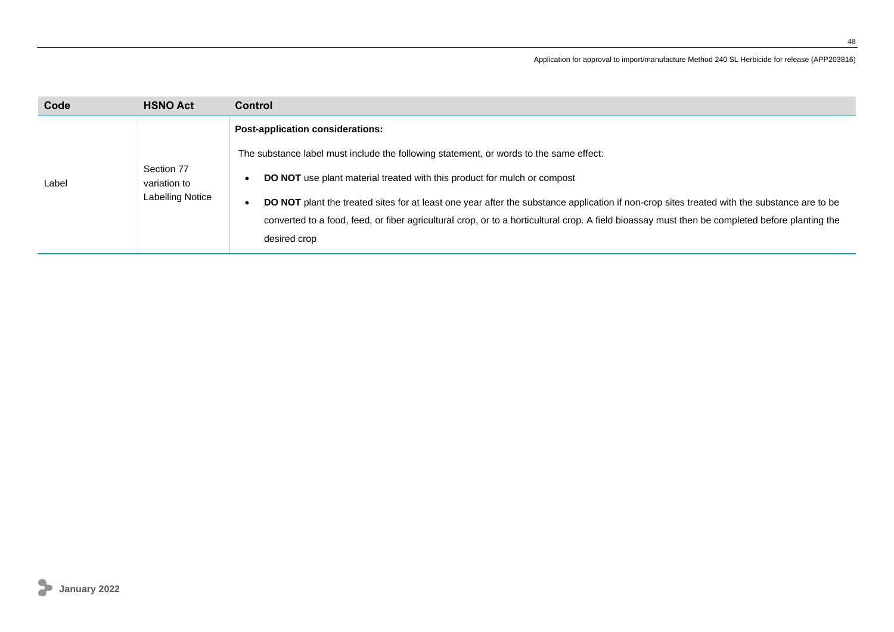| Code | HSNO Act | Control |
|---|---|---|
| Label | Section 77 variation to Labelling Notice | **Post-application considerations:**<br><br>The substance label must include the following statement, or words to the same effect:<br><br>• **DO NOT** use plant material treated with this product for mulch or compost<br><br>• **DO NOT** plant the treated sites for at least one year after the substance application if non-crop sites treated with the substance are to be converted to a food, feed, or fiber agricultural crop, or to a horticultural crop. A field bioassay must then be completed before planting the desired crop |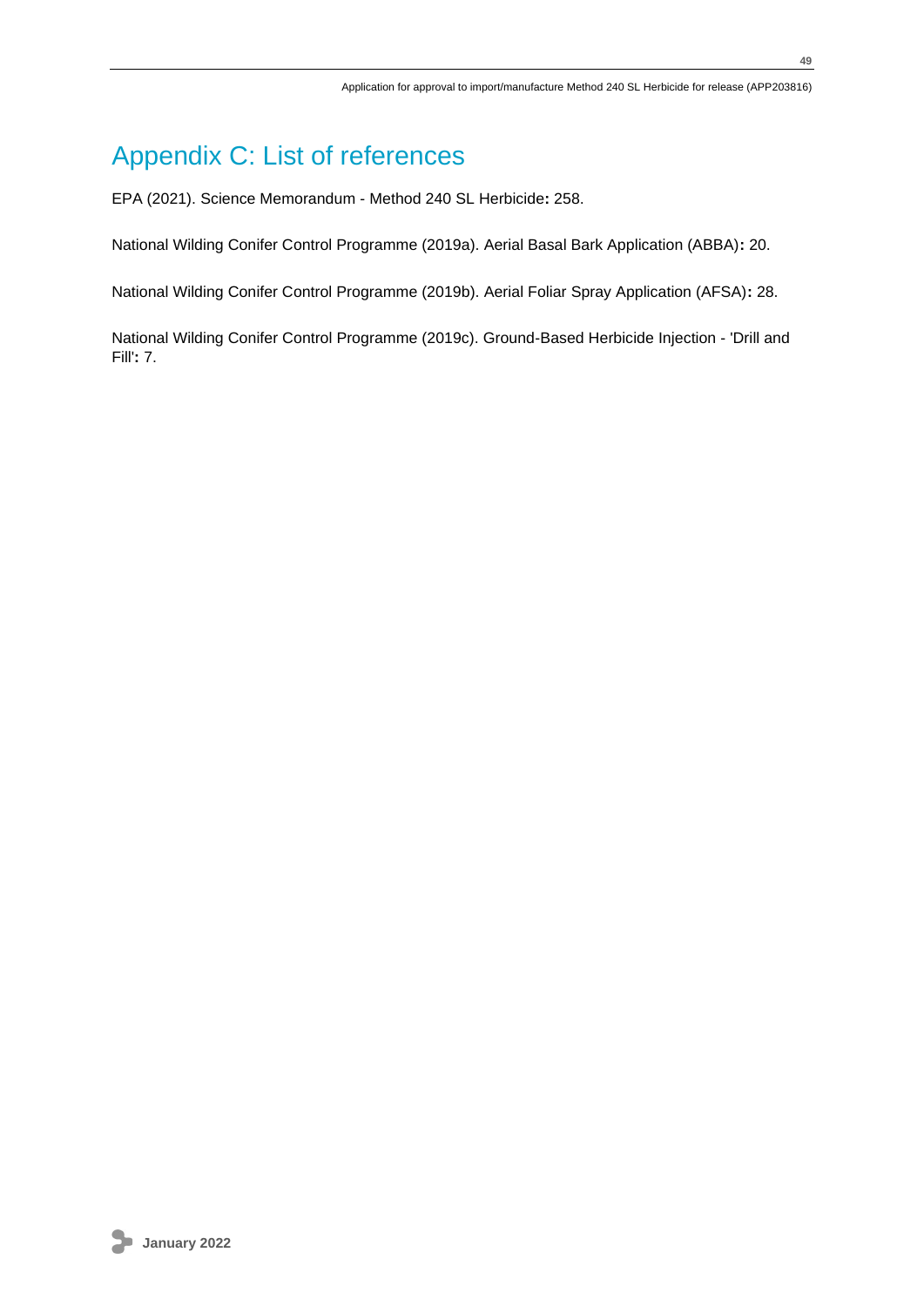# Appendix C: List of references

EPA (2021). Science Memorandum - Method 240 SL Herbicide**:** 258.

National Wilding Conifer Control Programme (2019a). Aerial Basal Bark Application (ABBA)**:** 20.

National Wilding Conifer Control Programme (2019b). Aerial Foliar Spray Application (AFSA)**:** 28.

National Wilding Conifer Control Programme (2019c). Ground-Based Herbicide Injection - 'Drill and Fill'**:** 7.